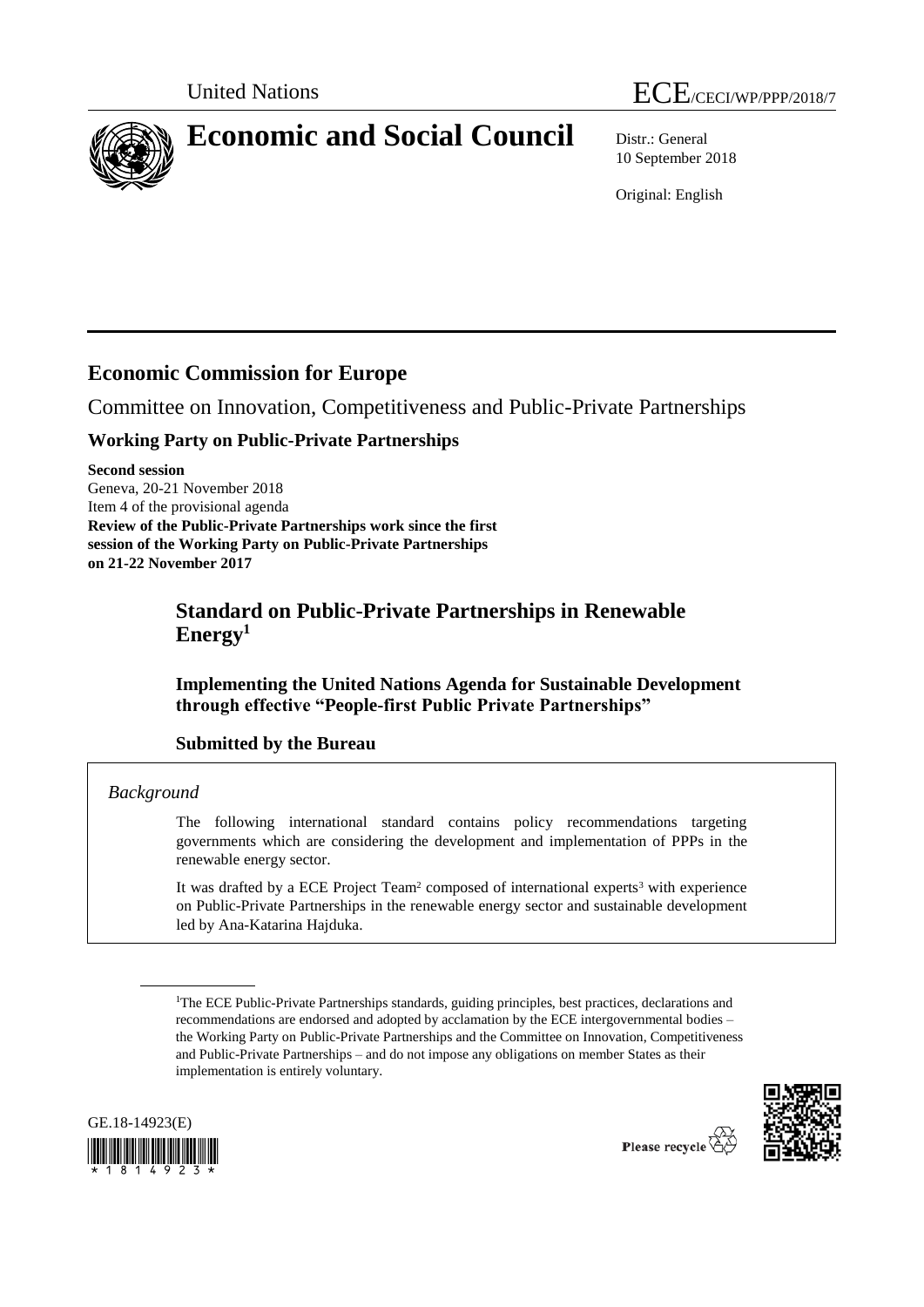United Nations

ECE/CECI/WP/PPP/2018/7

# Economic and Social Council

Distr.: General
10 September 2018

Original: English

## Economic Commission for Europe

Committee on Innovation, Competitiveness and Public-Private Partnerships

### Working Party on Public-Private Partnerships

**Second session**
Geneva, 20-21 November 2018
Item 4 of the provisional agenda
**Review of the Public-Private Partnerships work since the first session of the Working Party on Public-Private Partnerships on 21-22 November 2017**

## Standard on Public-Private Partnerships in Renewable Energy[1]

### Implementing the United Nations Agenda for Sustainable Development through effective "People-first Public Private Partnerships"

### Submitted by the Bureau

*Background*

The following international standard contains policy recommendations targeting governments which are considering the development and implementation of PPPs in the renewable energy sector.

It was drafted by a ECE Project Team[2] composed of international experts[3] with experience on Public-Private Partnerships in the renewable energy sector and sustainable development led by Ana-Katarina Hajduka.

[1]The ECE Public-Private Partnerships standards, guiding principles, best practices, declarations and recommendations are endorsed and adopted by acclamation by the ECE intergovernmental bodies – the Working Party on Public-Private Partnerships and the Committee on Innovation, Competitiveness and Public-Private Partnerships – and do not impose any obligations on member States as their implementation is entirely voluntary.

GE.18-14923(E)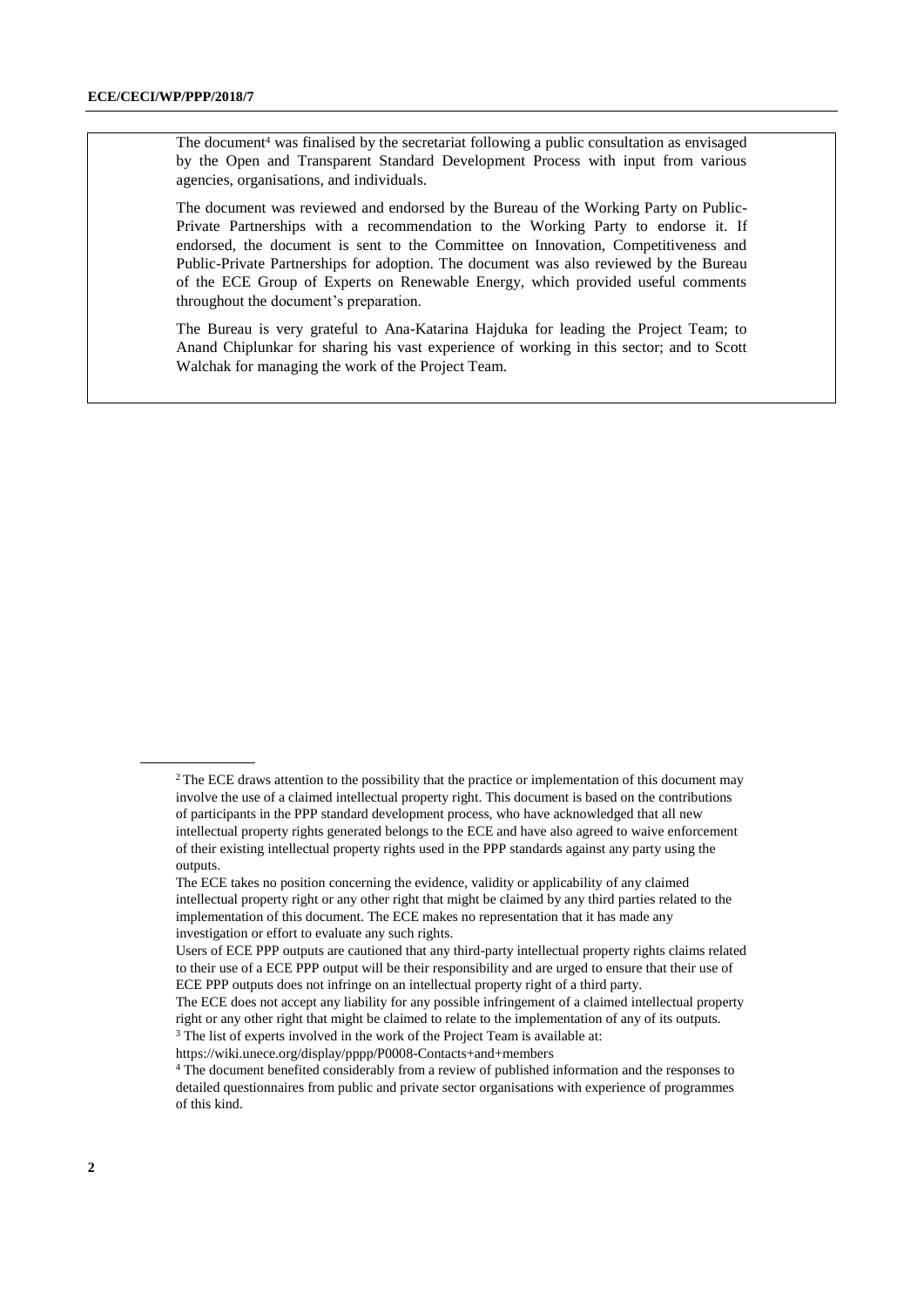The document[4] was finalised by the secretariat following a public consultation as envisaged by the Open and Transparent Standard Development Process with input from various agencies, organisations, and individuals.

The document was reviewed and endorsed by the Bureau of the Working Party on Public-Private Partnerships with a recommendation to the Working Party to endorse it. If endorsed, the document is sent to the Committee on Innovation, Competitiveness and Public-Private Partnerships for adoption. The document was also reviewed by the Bureau of the ECE Group of Experts on Renewable Energy, which provided useful comments throughout the document's preparation.

The Bureau is very grateful to Ana-Katarina Hajduka for leading the Project Team; to Anand Chiplunkar for sharing his vast experience of working in this sector; and to Scott Walchak for managing the work of the Project Team.

---

[2] The ECE draws attention to the possibility that the practice or implementation of this document may involve the use of a claimed intellectual property right. This document is based on the contributions of participants in the PPP standard development process, who have acknowledged that all new intellectual property rights generated belongs to the ECE and have also agreed to waive enforcement of their existing intellectual property rights used in the PPP standards against any party using the outputs.

The ECE takes no position concerning the evidence, validity or applicability of any claimed intellectual property right or any other right that might be claimed by any third parties related to the implementation of this document. The ECE makes no representation that it has made any investigation or effort to evaluate any such rights.

Users of ECE PPP outputs are cautioned that any third-party intellectual property rights claims related to their use of a ECE PPP output will be their responsibility and are urged to ensure that their use of ECE PPP outputs does not infringe on an intellectual property right of a third party.

The ECE does not accept any liability for any possible infringement of a claimed intellectual property right or any other right that might be claimed to relate to the implementation of any of its outputs.

[3] The list of experts involved in the work of the Project Team is available at: https://wiki.unece.org/display/pppp/P0008-Contacts+and+members

[4] The document benefited considerably from a review of published information and the responses to detailed questionnaires from public and private sector organisations with experience of programmes of this kind.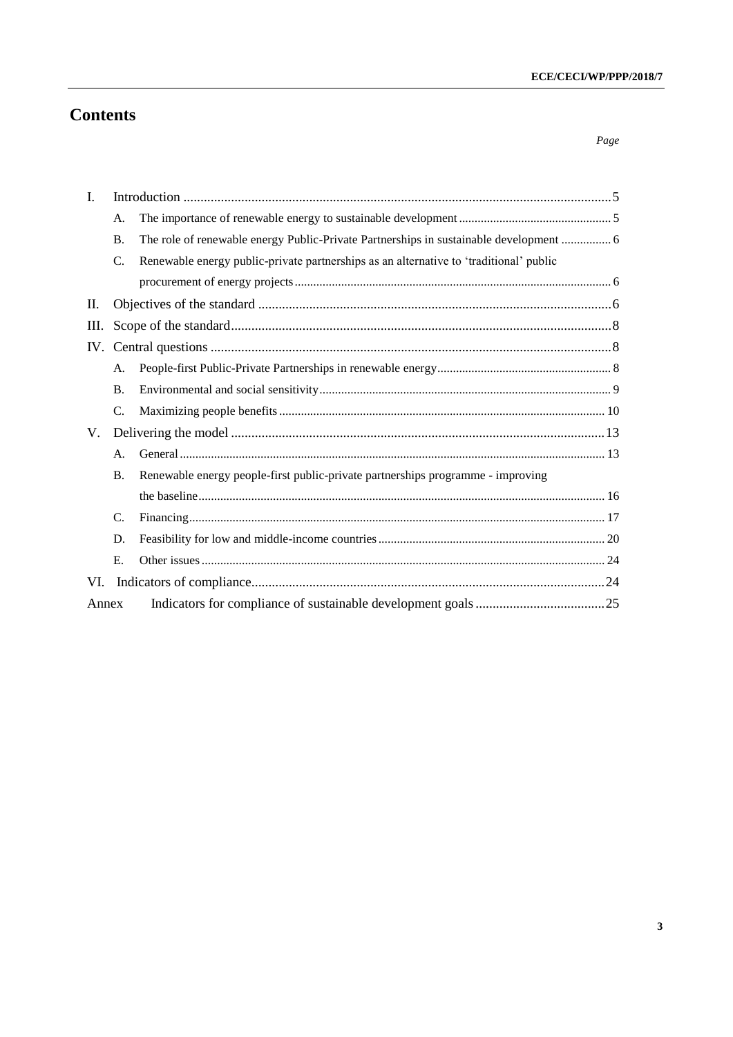# Contents

| | | | Page |
|---|---|---|---|
| I. | | Introduction | 5 |
| | A. | The importance of renewable energy to sustainable development | 5 |
| | B. | The role of renewable energy Public-Private Partnerships in sustainable development | 6 |
| | C. | Renewable energy public-private partnerships as an alternative to 'traditional' public procurement of energy projects | 6 |
| II. | | Objectives of the standard | 6 |
| III. | | Scope of the standard | 8 |
| IV. | | Central questions | 8 |
| | A. | People-first Public-Private Partnerships in renewable energy | 8 |
| | B. | Environmental and social sensitivity | 9 |
| | C. | Maximizing people benefits | 10 |
| V. | | Delivering the model | 13 |
| | A. | General | 13 |
| | B. | Renewable energy people-first public-private partnerships programme - improving the baseline | 16 |
| | C. | Financing | 17 |
| | D. | Feasibility for low and middle-income countries | 20 |
| | E. | Other issues | 24 |
| VI. | | Indicators of compliance | 24 |
| Annex | | Indicators for compliance of sustainable development goals | 25 |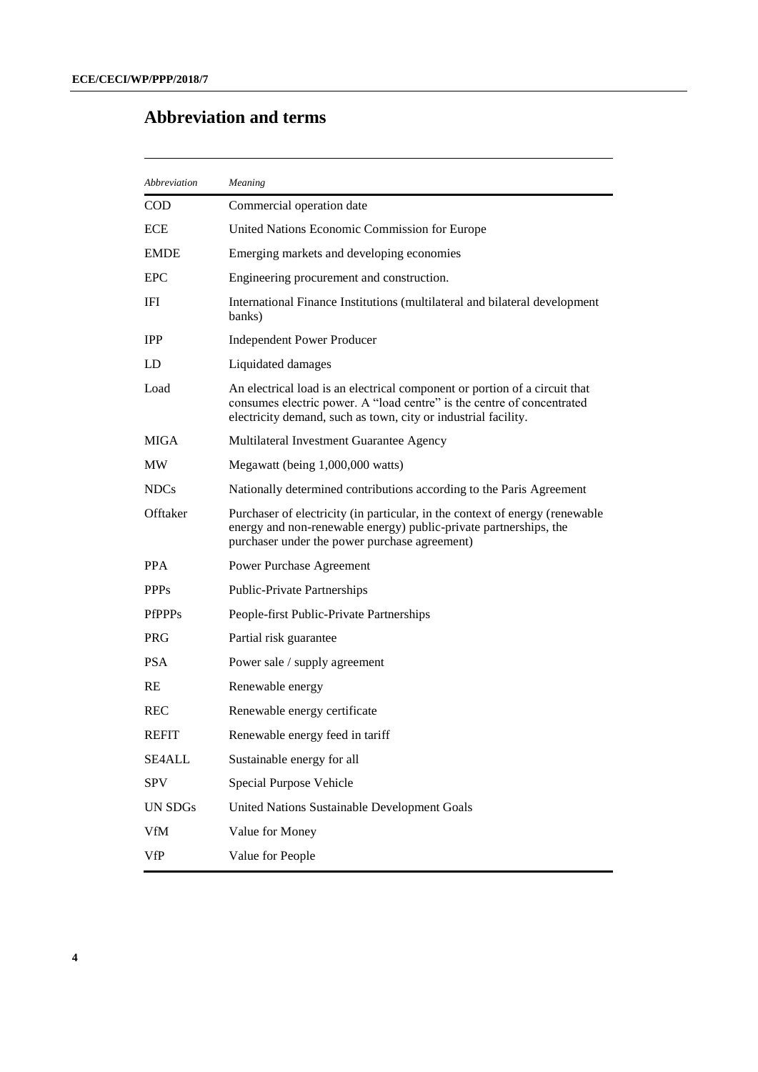# Abbreviation and terms

| *Abbreviation* | *Meaning* |
|---|---|
| COD | Commercial operation date |
| ECE | United Nations Economic Commission for Europe |
| EMDE | Emerging markets and developing economies |
| EPC | Engineering procurement and construction. |
| IFI | International Finance Institutions (multilateral and bilateral development banks) |
| IPP | Independent Power Producer |
| LD | Liquidated damages |
| Load | An electrical load is an electrical component or portion of a circuit that consumes electric power. A "load centre" is the centre of concentrated electricity demand, such as town, city or industrial facility. |
| MIGA | Multilateral Investment Guarantee Agency |
| MW | Megawatt (being 1,000,000 watts) |
| NDCs | Nationally determined contributions according to the Paris Agreement |
| Offtaker | Purchaser of electricity (in particular, in the context of energy (renewable energy and non-renewable energy) public-private partnerships, the purchaser under the power purchase agreement) |
| PPA | Power Purchase Agreement |
| PPPs | Public-Private Partnerships |
| PfPPPs | People-first Public-Private Partnerships |
| PRG | Partial risk guarantee |
| PSA | Power sale / supply agreement |
| RE | Renewable energy |
| REC | Renewable energy certificate |
| REFIT | Renewable energy feed in tariff |
| SE4ALL | Sustainable energy for all |
| SPV | Special Purpose Vehicle |
| UN SDGs | United Nations Sustainable Development Goals |
| VfM | Value for Money |
| VfP | Value for People |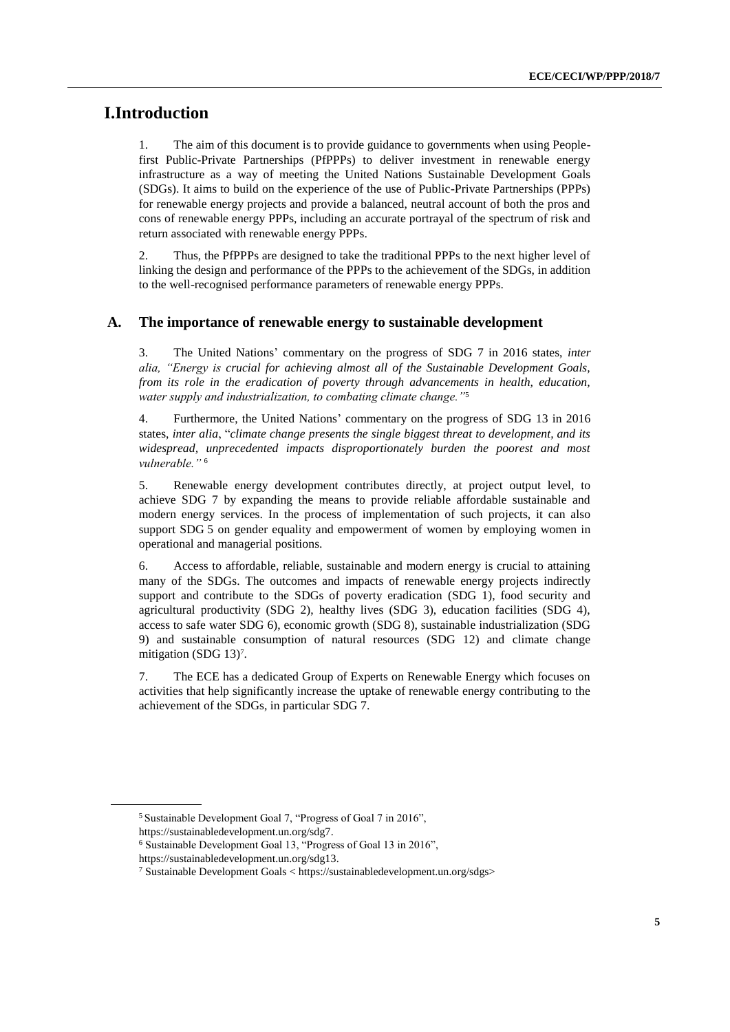# I.Introduction

1. The aim of this document is to provide guidance to governments when using People-first Public-Private Partnerships (PfPPPs) to deliver investment in renewable energy infrastructure as a way of meeting the United Nations Sustainable Development Goals (SDGs). It aims to build on the experience of the use of Public-Private Partnerships (PPPs) for renewable energy projects and provide a balanced, neutral account of both the pros and cons of renewable energy PPPs, including an accurate portrayal of the spectrum of risk and return associated with renewable energy PPPs.

2. Thus, the PfPPPs are designed to take the traditional PPPs to the next higher level of linking the design and performance of the PPPs to the achievement of the SDGs, in addition to the well-recognised performance parameters of renewable energy PPPs.

## A. The importance of renewable energy to sustainable development

3. The United Nations' commentary on the progress of SDG 7 in 2016 states, *inter alia, "Energy is crucial for achieving almost all of the Sustainable Development Goals, from its role in the eradication of poverty through advancements in health, education, water supply and industrialization, to combating climate change."*[5]

4. Furthermore, the United Nations' commentary on the progress of SDG 13 in 2016 states, *inter alia*, "*climate change presents the single biggest threat to development, and its widespread, unprecedented impacts disproportionately burden the poorest and most vulnerable."* [6]

5. Renewable energy development contributes directly, at project output level, to achieve SDG 7 by expanding the means to provide reliable affordable sustainable and modern energy services. In the process of implementation of such projects, it can also support SDG 5 on gender equality and empowerment of women by employing women in operational and managerial positions.

6. Access to affordable, reliable, sustainable and modern energy is crucial to attaining many of the SDGs. The outcomes and impacts of renewable energy projects indirectly support and contribute to the SDGs of poverty eradication (SDG 1), food security and agricultural productivity (SDG 2), healthy lives (SDG 3), education facilities (SDG 4), access to safe water SDG 6), economic growth (SDG 8), sustainable industrialization (SDG 9) and sustainable consumption of natural resources (SDG 12) and climate change mitigation (SDG 13)[7].

7. The ECE has a dedicated Group of Experts on Renewable Energy which focuses on activities that help significantly increase the uptake of renewable energy contributing to the achievement of the SDGs, in particular SDG 7.

---

[5] Sustainable Development Goal 7, "Progress of Goal 7 in 2016", https://sustainabledevelopment.un.org/sdg7.

[6] Sustainable Development Goal 13, "Progress of Goal 13 in 2016", https://sustainabledevelopment.un.org/sdg13.

[7] Sustainable Development Goals < https://sustainabledevelopment.un.org/sdgs>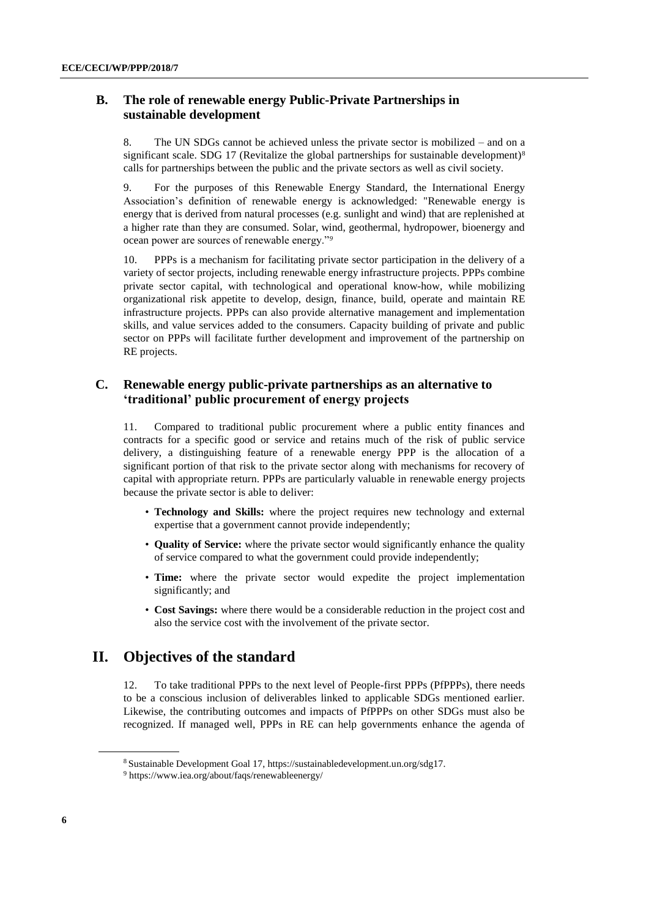## B. The role of renewable energy Public-Private Partnerships in sustainable development

8. The UN SDGs cannot be achieved unless the private sector is mobilized – and on a significant scale. SDG 17 (Revitalize the global partnerships for sustainable development)[8] calls for partnerships between the public and the private sectors as well as civil society.

9. For the purposes of this Renewable Energy Standard, the International Energy Association's definition of renewable energy is acknowledged: "Renewable energy is energy that is derived from natural processes (e.g. sunlight and wind) that are replenished at a higher rate than they are consumed. Solar, wind, geothermal, hydropower, bioenergy and ocean power are sources of renewable energy."[9]

10. PPPs is a mechanism for facilitating private sector participation in the delivery of a variety of sector projects, including renewable energy infrastructure projects. PPPs combine private sector capital, with technological and operational know-how, while mobilizing organizational risk appetite to develop, design, finance, build, operate and maintain RE infrastructure projects. PPPs can also provide alternative management and implementation skills, and value services added to the consumers. Capacity building of private and public sector on PPPs will facilitate further development and improvement of the partnership on RE projects.

## C. Renewable energy public-private partnerships as an alternative to 'traditional' public procurement of energy projects

11. Compared to traditional public procurement where a public entity finances and contracts for a specific good or service and retains much of the risk of public service delivery, a distinguishing feature of a renewable energy PPP is the allocation of a significant portion of that risk to the private sector along with mechanisms for recovery of capital with appropriate return. PPPs are particularly valuable in renewable energy projects because the private sector is able to deliver:

- **Technology and Skills:** where the project requires new technology and external expertise that a government cannot provide independently;
- **Quality of Service:** where the private sector would significantly enhance the quality of service compared to what the government could provide independently;
- **Time:** where the private sector would expedite the project implementation significantly; and
- **Cost Savings:** where there would be a considerable reduction in the project cost and also the service cost with the involvement of the private sector.

# II. Objectives of the standard

12. To take traditional PPPs to the next level of People-first PPPs (PfPPPs), there needs to be a conscious inclusion of deliverables linked to applicable SDGs mentioned earlier. Likewise, the contributing outcomes and impacts of PfPPPs on other SDGs must also be recognized. If managed well, PPPs in RE can help governments enhance the agenda of

---

[8] Sustainable Development Goal 17, https://sustainabledevelopment.un.org/sdg17.

[9] https://www.iea.org/about/faqs/renewableenergy/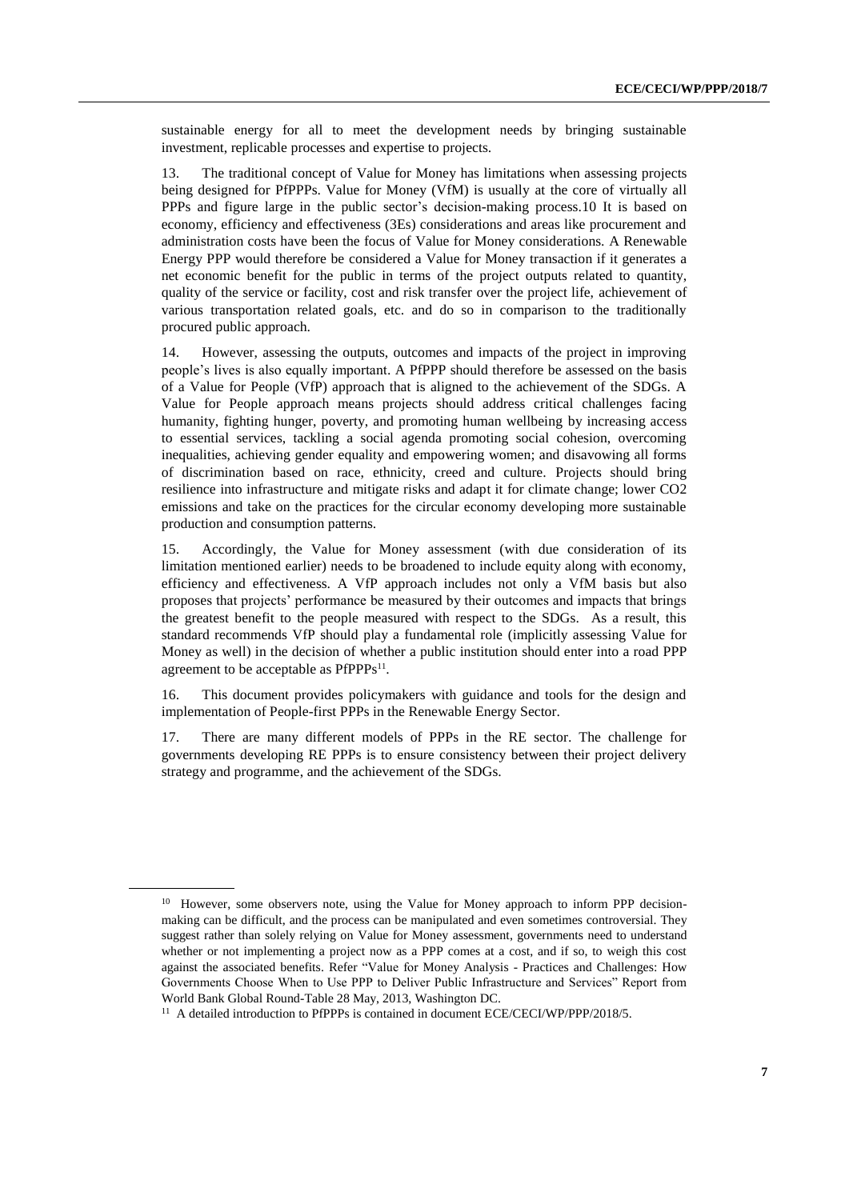sustainable energy for all to meet the development needs by bringing sustainable investment, replicable processes and expertise to projects.

13. The traditional concept of Value for Money has limitations when assessing projects being designed for PfPPPs. Value for Money (VfM) is usually at the core of virtually all PPPs and figure large in the public sector's decision-making process.10 It is based on economy, efficiency and effectiveness (3Es) considerations and areas like procurement and administration costs have been the focus of Value for Money considerations. A Renewable Energy PPP would therefore be considered a Value for Money transaction if it generates a net economic benefit for the public in terms of the project outputs related to quantity, quality of the service or facility, cost and risk transfer over the project life, achievement of various transportation related goals, etc. and do so in comparison to the traditionally procured public approach.

14. However, assessing the outputs, outcomes and impacts of the project in improving people's lives is also equally important. A PfPPP should therefore be assessed on the basis of a Value for People (VfP) approach that is aligned to the achievement of the SDGs. A Value for People approach means projects should address critical challenges facing humanity, fighting hunger, poverty, and promoting human wellbeing by increasing access to essential services, tackling a social agenda promoting social cohesion, overcoming inequalities, achieving gender equality and empowering women; and disavowing all forms of discrimination based on race, ethnicity, creed and culture. Projects should bring resilience into infrastructure and mitigate risks and adapt it for climate change; lower $CO_2$ emissions and take on the practices for the circular economy developing more sustainable production and consumption patterns.

15. Accordingly, the Value for Money assessment (with due consideration of its limitation mentioned earlier) needs to be broadened to include equity along with economy, efficiency and effectiveness. A VfP approach includes not only a VfM basis but also proposes that projects' performance be measured by their outcomes and impacts that brings the greatest benefit to the people measured with respect to the SDGs. As a result, this standard recommends VfP should play a fundamental role (implicitly assessing Value for Money as well) in the decision of whether a public institution should enter into a road PPP agreement to be acceptable as PfPPPs[11].

16. This document provides policymakers with guidance and tools for the design and implementation of People-first PPPs in the Renewable Energy Sector.

17. There are many different models of PPPs in the RE sector. The challenge for governments developing RE PPPs is to ensure consistency between their project delivery strategy and programme, and the achievement of the SDGs.

---

[10] However, some observers note, using the Value for Money approach to inform PPP decision-making can be difficult, and the process can be manipulated and even sometimes controversial. They suggest rather than solely relying on Value for Money assessment, governments need to understand whether or not implementing a project now as a PPP comes at a cost, and if so, to weigh this cost against the associated benefits. Refer "Value for Money Analysis - Practices and Challenges: How Governments Choose When to Use PPP to Deliver Public Infrastructure and Services" Report from World Bank Global Round-Table 28 May, 2013, Washington DC.

[11] A detailed introduction to PfPPPs is contained in document ECE/CECI/WP/PPP/2018/5.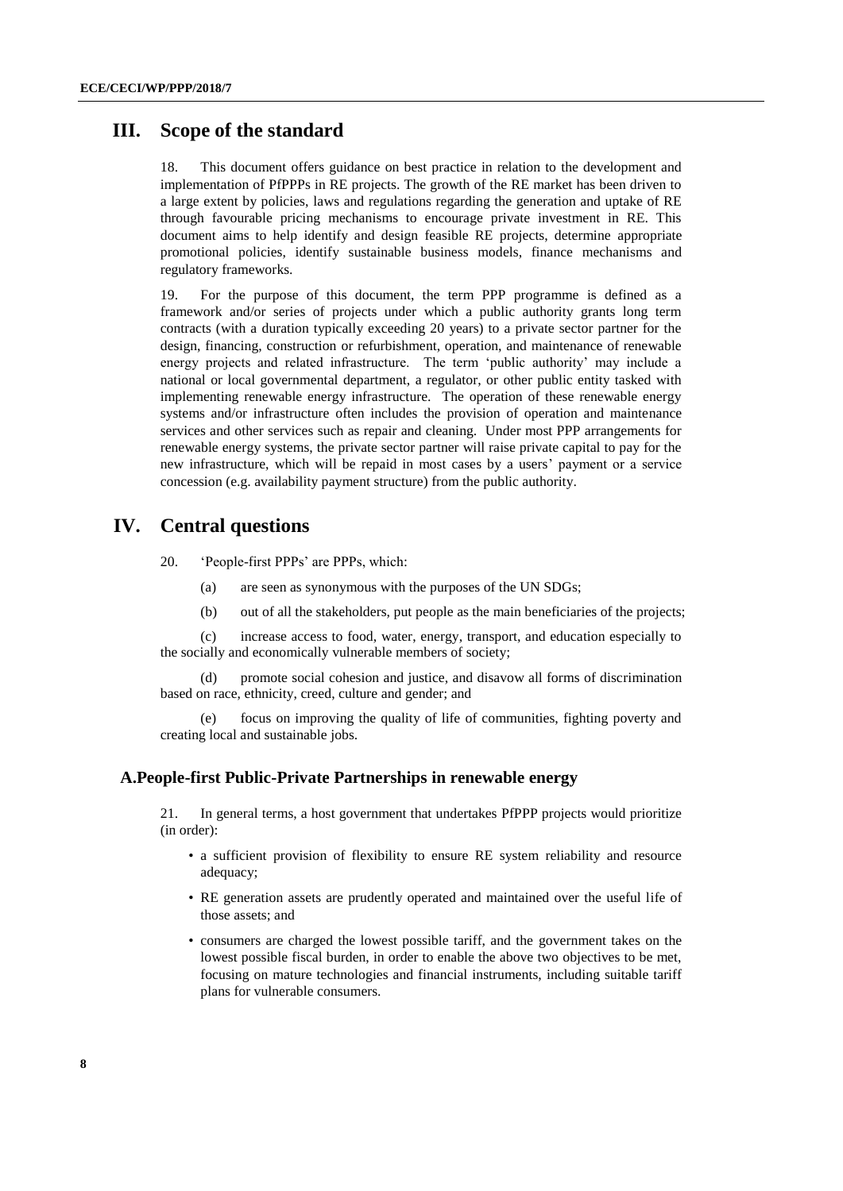## III. Scope of the standard

18. This document offers guidance on best practice in relation to the development and implementation of PfPPPs in RE projects. The growth of the RE market has been driven to a large extent by policies, laws and regulations regarding the generation and uptake of RE through favourable pricing mechanisms to encourage private investment in RE. This document aims to help identify and design feasible RE projects, determine appropriate promotional policies, identify sustainable business models, finance mechanisms and regulatory frameworks.

19. For the purpose of this document, the term PPP programme is defined as a framework and/or series of projects under which a public authority grants long term contracts (with a duration typically exceeding 20 years) to a private sector partner for the design, financing, construction or refurbishment, operation, and maintenance of renewable energy projects and related infrastructure. The term 'public authority' may include a national or local governmental department, a regulator, or other public entity tasked with implementing renewable energy infrastructure. The operation of these renewable energy systems and/or infrastructure often includes the provision of operation and maintenance services and other services such as repair and cleaning. Under most PPP arrangements for renewable energy systems, the private sector partner will raise private capital to pay for the new infrastructure, which will be repaid in most cases by a users' payment or a service concession (e.g. availability payment structure) from the public authority.

## IV. Central questions

20. 'People-first PPPs' are PPPs, which:

(a) are seen as synonymous with the purposes of the UN SDGs;

(b) out of all the stakeholders, put people as the main beneficiaries of the projects;

(c) increase access to food, water, energy, transport, and education especially to the socially and economically vulnerable members of society;

(d) promote social cohesion and justice, and disavow all forms of discrimination based on race, ethnicity, creed, culture and gender; and

(e) focus on improving the quality of life of communities, fighting poverty and creating local and sustainable jobs.

### A. People-first Public-Private Partnerships in renewable energy

21. In general terms, a host government that undertakes PfPPP projects would prioritize (in order):

- a sufficient provision of flexibility to ensure RE system reliability and resource adequacy;
- RE generation assets are prudently operated and maintained over the useful life of those assets; and
- consumers are charged the lowest possible tariff, and the government takes on the lowest possible fiscal burden, in order to enable the above two objectives to be met, focusing on mature technologies and financial instruments, including suitable tariff plans for vulnerable consumers.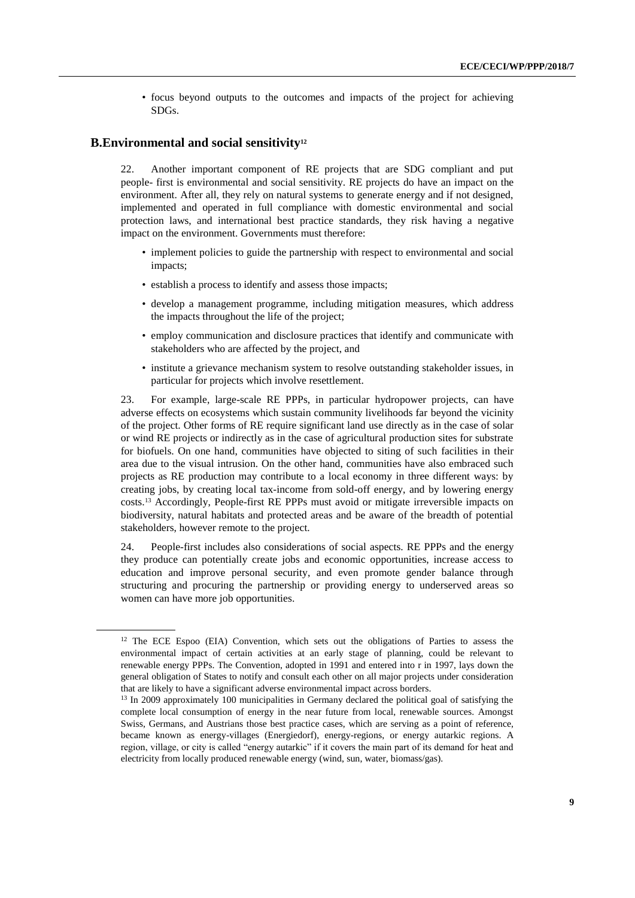- focus beyond outputs to the outcomes and impacts of the project for achieving SDGs.

## B.Environmental and social sensitivity[12]

22. Another important component of RE projects that are SDG compliant and put people- first is environmental and social sensitivity. RE projects do have an impact on the environment. After all, they rely on natural systems to generate energy and if not designed, implemented and operated in full compliance with domestic environmental and social protection laws, and international best practice standards, they risk having a negative impact on the environment. Governments must therefore:

- implement policies to guide the partnership with respect to environmental and social impacts;
- establish a process to identify and assess those impacts;
- develop a management programme, including mitigation measures, which address the impacts throughout the life of the project;
- employ communication and disclosure practices that identify and communicate with stakeholders who are affected by the project, and
- institute a grievance mechanism system to resolve outstanding stakeholder issues, in particular for projects which involve resettlement.

23. For example, large-scale RE PPPs, in particular hydropower projects, can have adverse effects on ecosystems which sustain community livelihoods far beyond the vicinity of the project. Other forms of RE require significant land use directly as in the case of solar or wind RE projects or indirectly as in the case of agricultural production sites for substrate for biofuels. On one hand, communities have objected to siting of such facilities in their area due to the visual intrusion. On the other hand, communities have also embraced such projects as RE production may contribute to a local economy in three different ways: by creating jobs, by creating local tax-income from sold-off energy, and by lowering energy costs.[13] Accordingly, People-first RE PPPs must avoid or mitigate irreversible impacts on biodiversity, natural habitats and protected areas and be aware of the breadth of potential stakeholders, however remote to the project.

24. People-first includes also considerations of social aspects. RE PPPs and the energy they produce can potentially create jobs and economic opportunities, increase access to education and improve personal security, and even promote gender balance through structuring and procuring the partnership or providing energy to underserved areas so women can have more job opportunities.

---

[12] The ECE Espoo (EIA) Convention, which sets out the obligations of Parties to assess the environmental impact of certain activities at an early stage of planning, could be relevant to renewable energy PPPs. The Convention, adopted in 1991 and entered into r in 1997, lays down the general obligation of States to notify and consult each other on all major projects under consideration that are likely to have a significant adverse environmental impact across borders.

[13] In 2009 approximately 100 municipalities in Germany declared the political goal of satisfying the complete local consumption of energy in the near future from local, renewable sources. Amongst Swiss, Germans, and Austrians those best practice cases, which are serving as a point of reference, became known as energy-villages (Energiedorf), energy-regions, or energy autarkic regions. A region, village, or city is called "energy autarkic" if it covers the main part of its demand for heat and electricity from locally produced renewable energy (wind, sun, water, biomass/gas).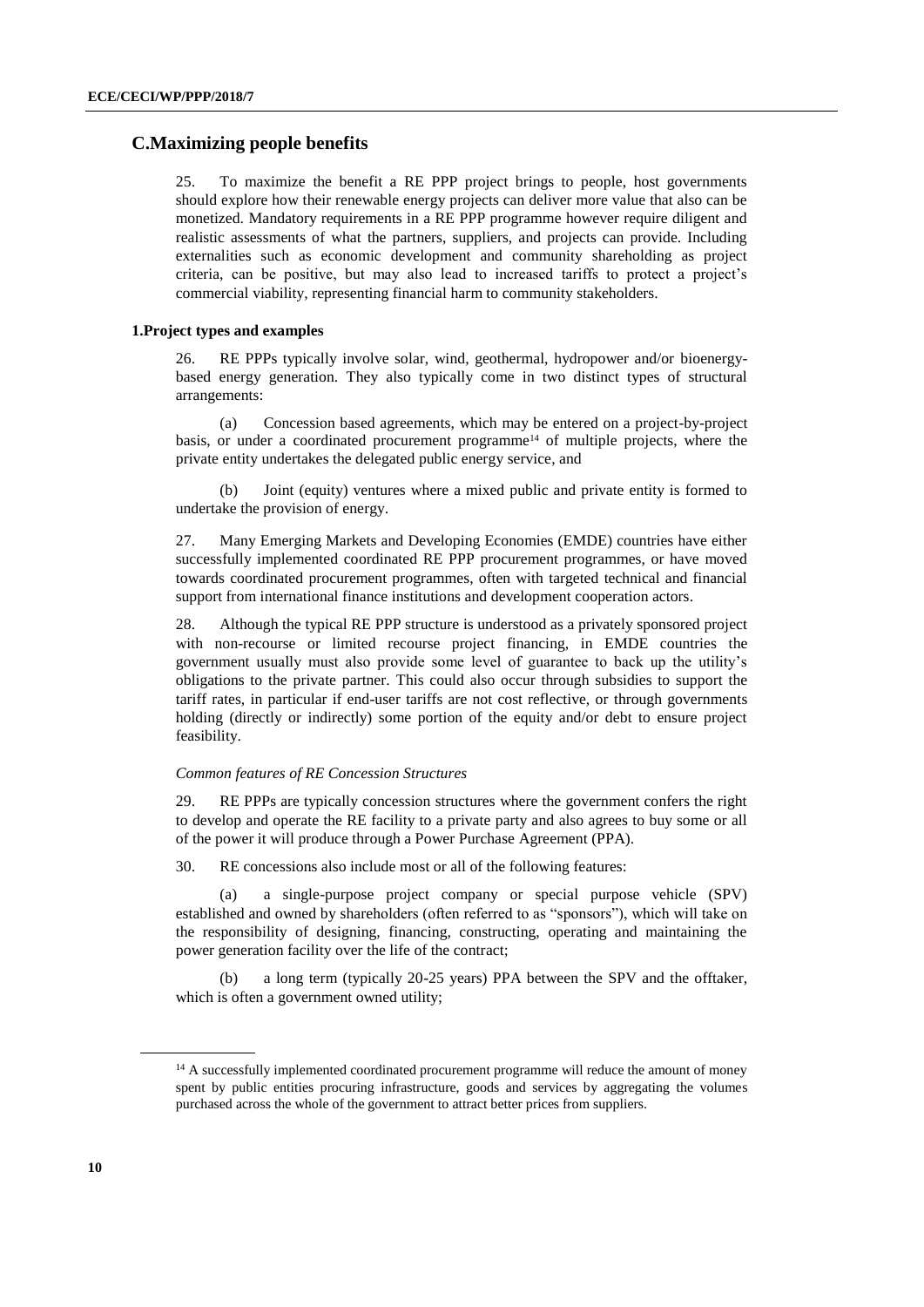## C.Maximizing people benefits

25. To maximize the benefit a RE PPP project brings to people, host governments should explore how their renewable energy projects can deliver more value that also can be monetized. Mandatory requirements in a RE PPP programme however require diligent and realistic assessments of what the partners, suppliers, and projects can provide. Including externalities such as economic development and community shareholding as project criteria, can be positive, but may also lead to increased tariffs to protect a project's commercial viability, representing financial harm to community stakeholders.

### 1.Project types and examples

26. RE PPPs typically involve solar, wind, geothermal, hydropower and/or bioenergy-based energy generation. They also typically come in two distinct types of structural arrangements:

(a) Concession based agreements, which may be entered on a project-by-project basis, or under a coordinated procurement programme[14] of multiple projects, where the private entity undertakes the delegated public energy service, and

(b) Joint (equity) ventures where a mixed public and private entity is formed to undertake the provision of energy.

27. Many Emerging Markets and Developing Economies (EMDE) countries have either successfully implemented coordinated RE PPP procurement programmes, or have moved towards coordinated procurement programmes, often with targeted technical and financial support from international finance institutions and development cooperation actors.

28. Although the typical RE PPP structure is understood as a privately sponsored project with non-recourse or limited recourse project financing, in EMDE countries the government usually must also provide some level of guarantee to back up the utility's obligations to the private partner. This could also occur through subsidies to support the tariff rates, in particular if end-user tariffs are not cost reflective, or through governments holding (directly or indirectly) some portion of the equity and/or debt to ensure project feasibility.

*Common features of RE Concession Structures*

29. RE PPPs are typically concession structures where the government confers the right to develop and operate the RE facility to a private party and also agrees to buy some or all of the power it will produce through a Power Purchase Agreement (PPA).

30. RE concessions also include most or all of the following features:

(a) a single-purpose project company or special purpose vehicle (SPV) established and owned by shareholders (often referred to as "sponsors"), which will take on the responsibility of designing, financing, constructing, operating and maintaining the power generation facility over the life of the contract;

(b) a long term (typically 20-25 years) PPA between the SPV and the offtaker, which is often a government owned utility;

[14] A successfully implemented coordinated procurement programme will reduce the amount of money spent by public entities procuring infrastructure, goods and services by aggregating the volumes purchased across the whole of the government to attract better prices from suppliers.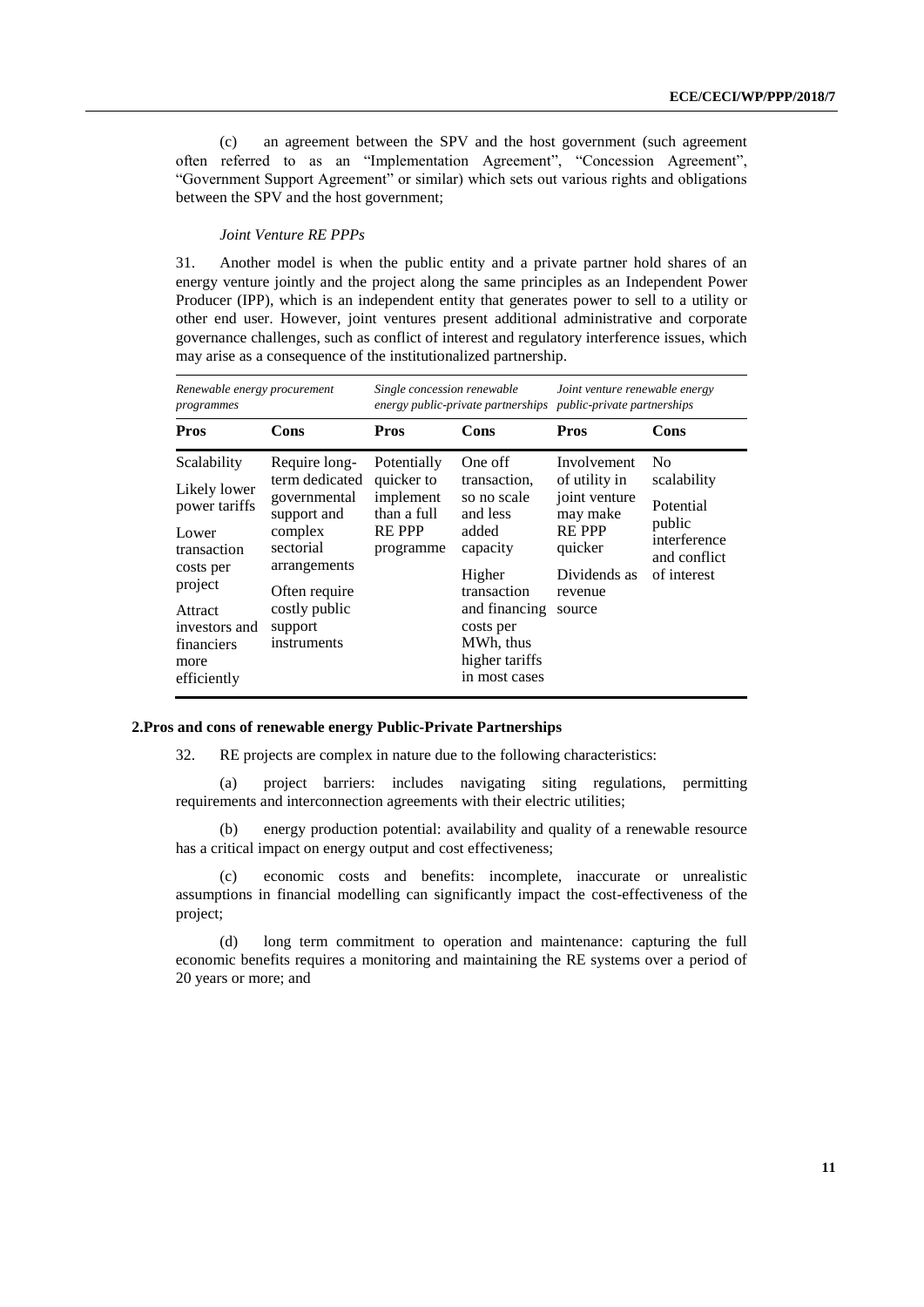(c) an agreement between the SPV and the host government (such agreement often referred to as an "Implementation Agreement", "Concession Agreement", "Government Support Agreement" or similar) which sets out various rights and obligations between the SPV and the host government;

*Joint Venture RE PPPs*

31. Another model is when the public entity and a private partner hold shares of an energy venture jointly and the project along the same principles as an Independent Power Producer (IPP), which is an independent entity that generates power to sell to a utility or other end user. However, joint ventures present additional administrative and corporate governance challenges, such as conflict of interest and regulatory interference issues, which may arise as a consequence of the institutionalized partnership.

| *Renewable energy procurement programmes* | | *Single concession renewable energy public-private partnerships* | | *Joint venture renewable energy public-private partnerships* | |
|---|---|---|---|---|---|
| **Pros** | **Cons** | **Pros** | **Cons** | **Pros** | **Cons** |
| Scalability<br>Likely lower power tariffs<br>Lower transaction costs per project<br>Attract investors and financiers more efficiently | Require long-term dedicated governmental support and complex sectorial arrangements<br>Often require costly public support instruments | Potentially quicker to implement than a full RE PPP programme | One off transaction, so no scale and less added capacity<br>Higher transaction and financing costs per MWh, thus higher tariffs in most cases | Involvement of utility in joint venture may make RE PPP quicker<br>Dividends as revenue source | No scalability<br>Potential public interference and conflict of interest |

**2.Pros and cons of renewable energy Public-Private Partnerships**

32. RE projects are complex in nature due to the following characteristics:

(a) project barriers: includes navigating siting regulations, permitting requirements and interconnection agreements with their electric utilities;

(b) energy production potential: availability and quality of a renewable resource has a critical impact on energy output and cost effectiveness;

(c) economic costs and benefits: incomplete, inaccurate or unrealistic assumptions in financial modelling can significantly impact the cost-effectiveness of the project;

(d) long term commitment to operation and maintenance: capturing the full economic benefits requires a monitoring and maintaining the RE systems over a period of 20 years or more; and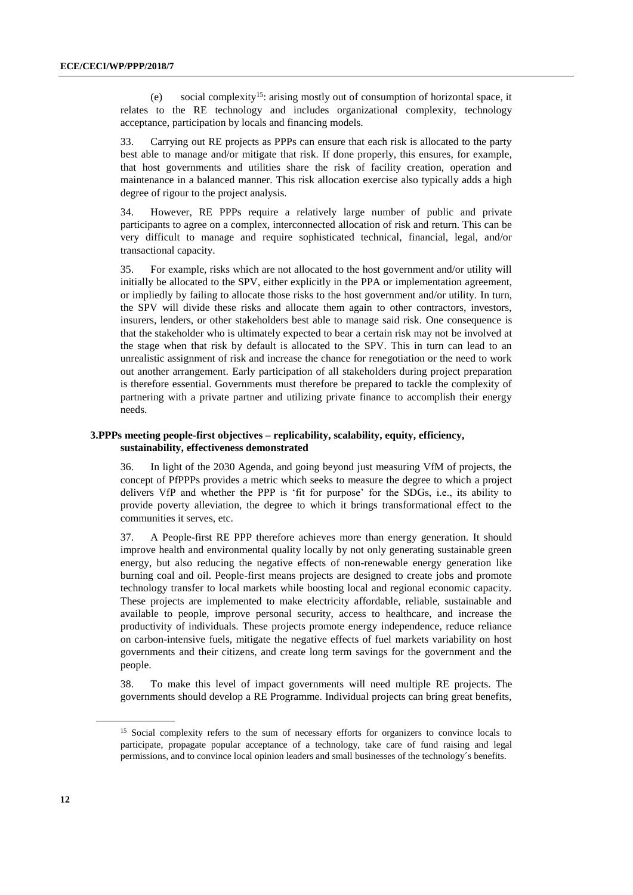(e) social complexity[15]: arising mostly out of consumption of horizontal space, it relates to the RE technology and includes organizational complexity, technology acceptance, participation by locals and financing models.

33. Carrying out RE projects as PPPs can ensure that each risk is allocated to the party best able to manage and/or mitigate that risk. If done properly, this ensures, for example, that host governments and utilities share the risk of facility creation, operation and maintenance in a balanced manner. This risk allocation exercise also typically adds a high degree of rigour to the project analysis.

34. However, RE PPPs require a relatively large number of public and private participants to agree on a complex, interconnected allocation of risk and return. This can be very difficult to manage and require sophisticated technical, financial, legal, and/or transactional capacity.

35. For example, risks which are not allocated to the host government and/or utility will initially be allocated to the SPV, either explicitly in the PPA or implementation agreement, or impliedly by failing to allocate those risks to the host government and/or utility. In turn, the SPV will divide these risks and allocate them again to other contractors, investors, insurers, lenders, or other stakeholders best able to manage said risk. One consequence is that the stakeholder who is ultimately expected to bear a certain risk may not be involved at the stage when that risk by default is allocated to the SPV. This in turn can lead to an unrealistic assignment of risk and increase the chance for renegotiation or the need to work out another arrangement. Early participation of all stakeholders during project preparation is therefore essential. Governments must therefore be prepared to tackle the complexity of partnering with a private partner and utilizing private finance to accomplish their energy needs.

### 3. PPPs meeting people-first objectives – replicability, scalability, equity, efficiency, sustainability, effectiveness demonstrated

36. In light of the 2030 Agenda, and going beyond just measuring VfM of projects, the concept of PfPPPs provides a metric which seeks to measure the degree to which a project delivers VfP and whether the PPP is 'fit for purpose' for the SDGs, i.e., its ability to provide poverty alleviation, the degree to which it brings transformational effect to the communities it serves, etc.

37. A People-first RE PPP therefore achieves more than energy generation. It should improve health and environmental quality locally by not only generating sustainable green energy, but also reducing the negative effects of non-renewable energy generation like burning coal and oil. People-first means projects are designed to create jobs and promote technology transfer to local markets while boosting local and regional economic capacity. These projects are implemented to make electricity affordable, reliable, sustainable and available to people, improve personal security, access to healthcare, and increase the productivity of individuals. These projects promote energy independence, reduce reliance on carbon-intensive fuels, mitigate the negative effects of fuel markets variability on host governments and their citizens, and create long term savings for the government and the people.

38. To make this level of impact governments will need multiple RE projects. The governments should develop a RE Programme. Individual projects can bring great benefits,

[15] Social complexity refers to the sum of necessary efforts for organizers to convince locals to participate, propagate popular acceptance of a technology, take care of fund raising and legal permissions, and to convince local opinion leaders and small businesses of the technology´s benefits.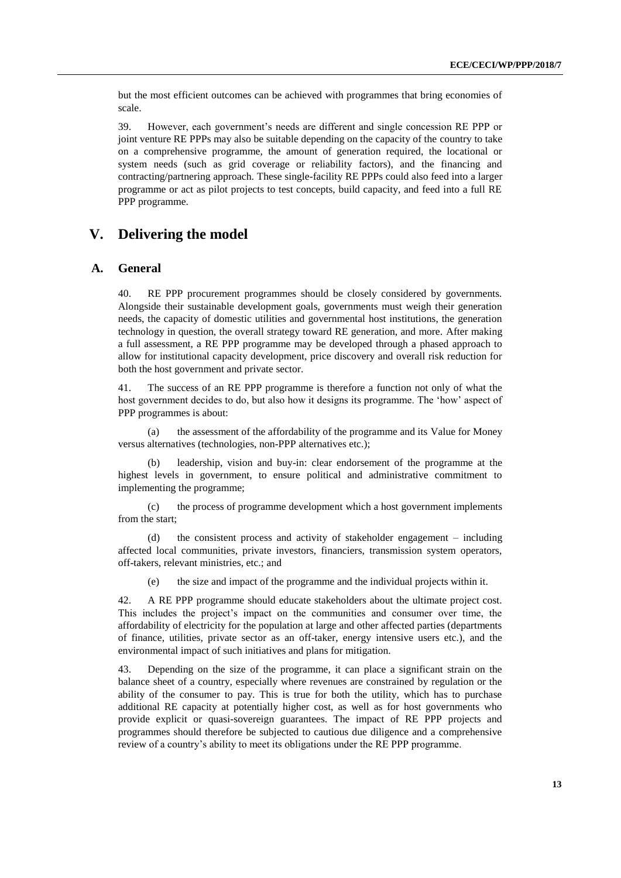but the most efficient outcomes can be achieved with programmes that bring economies of scale.

39. However, each government's needs are different and single concession RE PPP or joint venture RE PPPs may also be suitable depending on the capacity of the country to take on a comprehensive programme, the amount of generation required, the locational or system needs (such as grid coverage or reliability factors), and the financing and contracting/partnering approach. These single-facility RE PPPs could also feed into a larger programme or act as pilot projects to test concepts, build capacity, and feed into a full RE PPP programme.

# V. Delivering the model

## A. General

40. RE PPP procurement programmes should be closely considered by governments. Alongside their sustainable development goals, governments must weigh their generation needs, the capacity of domestic utilities and governmental host institutions, the generation technology in question, the overall strategy toward RE generation, and more. After making a full assessment, a RE PPP programme may be developed through a phased approach to allow for institutional capacity development, price discovery and overall risk reduction for both the host government and private sector.

41. The success of an RE PPP programme is therefore a function not only of what the host government decides to do, but also how it designs its programme. The 'how' aspect of PPP programmes is about:

(a) the assessment of the affordability of the programme and its Value for Money versus alternatives (technologies, non-PPP alternatives etc.);

(b) leadership, vision and buy-in: clear endorsement of the programme at the highest levels in government, to ensure political and administrative commitment to implementing the programme;

(c) the process of programme development which a host government implements from the start;

(d) the consistent process and activity of stakeholder engagement – including affected local communities, private investors, financiers, transmission system operators, off-takers, relevant ministries, etc.; and

(e) the size and impact of the programme and the individual projects within it.

42. A RE PPP programme should educate stakeholders about the ultimate project cost. This includes the project's impact on the communities and consumer over time, the affordability of electricity for the population at large and other affected parties (departments of finance, utilities, private sector as an off-taker, energy intensive users etc.), and the environmental impact of such initiatives and plans for mitigation.

43. Depending on the size of the programme, it can place a significant strain on the balance sheet of a country, especially where revenues are constrained by regulation or the ability of the consumer to pay. This is true for both the utility, which has to purchase additional RE capacity at potentially higher cost, as well as for host governments who provide explicit or quasi-sovereign guarantees. The impact of RE PPP projects and programmes should therefore be subjected to cautious due diligence and a comprehensive review of a country's ability to meet its obligations under the RE PPP programme.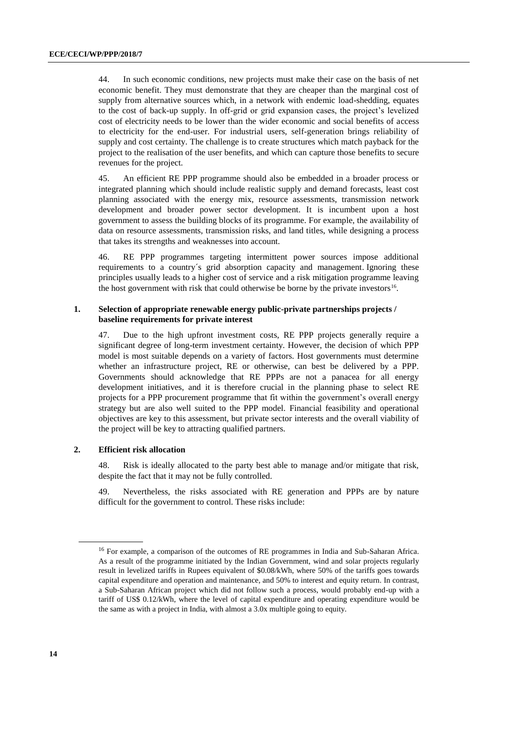44. In such economic conditions, new projects must make their case on the basis of net economic benefit. They must demonstrate that they are cheaper than the marginal cost of supply from alternative sources which, in a network with endemic load-shedding, equates to the cost of back-up supply. In off-grid or grid expansion cases, the project's levelized cost of electricity needs to be lower than the wider economic and social benefits of access to electricity for the end-user. For industrial users, self-generation brings reliability of supply and cost certainty. The challenge is to create structures which match payback for the project to the realisation of the user benefits, and which can capture those benefits to secure revenues for the project.

45. An efficient RE PPP programme should also be embedded in a broader process or integrated planning which should include realistic supply and demand forecasts, least cost planning associated with the energy mix, resource assessments, transmission network development and broader power sector development. It is incumbent upon a host government to assess the building blocks of its programme. For example, the availability of data on resource assessments, transmission risks, and land titles, while designing a process that takes its strengths and weaknesses into account.

46. RE PPP programmes targeting intermittent power sources impose additional requirements to a country´s grid absorption capacity and management. Ignoring these principles usually leads to a higher cost of service and a risk mitigation programme leaving the host government with risk that could otherwise be borne by the private investors[16].

### 1. Selection of appropriate renewable energy public-private partnerships projects / baseline requirements for private interest

47. Due to the high upfront investment costs, RE PPP projects generally require a significant degree of long-term investment certainty. However, the decision of which PPP model is most suitable depends on a variety of factors. Host governments must determine whether an infrastructure project, RE or otherwise, can best be delivered by a PPP. Governments should acknowledge that RE PPPs are not a panacea for all energy development initiatives, and it is therefore crucial in the planning phase to select RE projects for a PPP procurement programme that fit within the government's overall energy strategy but are also well suited to the PPP model. Financial feasibility and operational objectives are key to this assessment, but private sector interests and the overall viability of the project will be key to attracting qualified partners.

### 2. Efficient risk allocation

48. Risk is ideally allocated to the party best able to manage and/or mitigate that risk, despite the fact that it may not be fully controlled.

49. Nevertheless, the risks associated with RE generation and PPPs are by nature difficult for the government to control. These risks include:

---

[16] For example, a comparison of the outcomes of RE programmes in India and Sub-Saharan Africa. As a result of the programme initiated by the Indian Government, wind and solar projects regularly result in levelized tariffs in Rupees equivalent of \$0.08/kWh, where 50% of the tariffs goes towards capital expenditure and operation and maintenance, and 50% to interest and equity return. In contrast, a Sub-Saharan African project which did not follow such a process, would probably end-up with a tariff of US\$ 0.12/kWh, where the level of capital expenditure and operating expenditure would be the same as with a project in India, with almost a 3.0x multiple going to equity.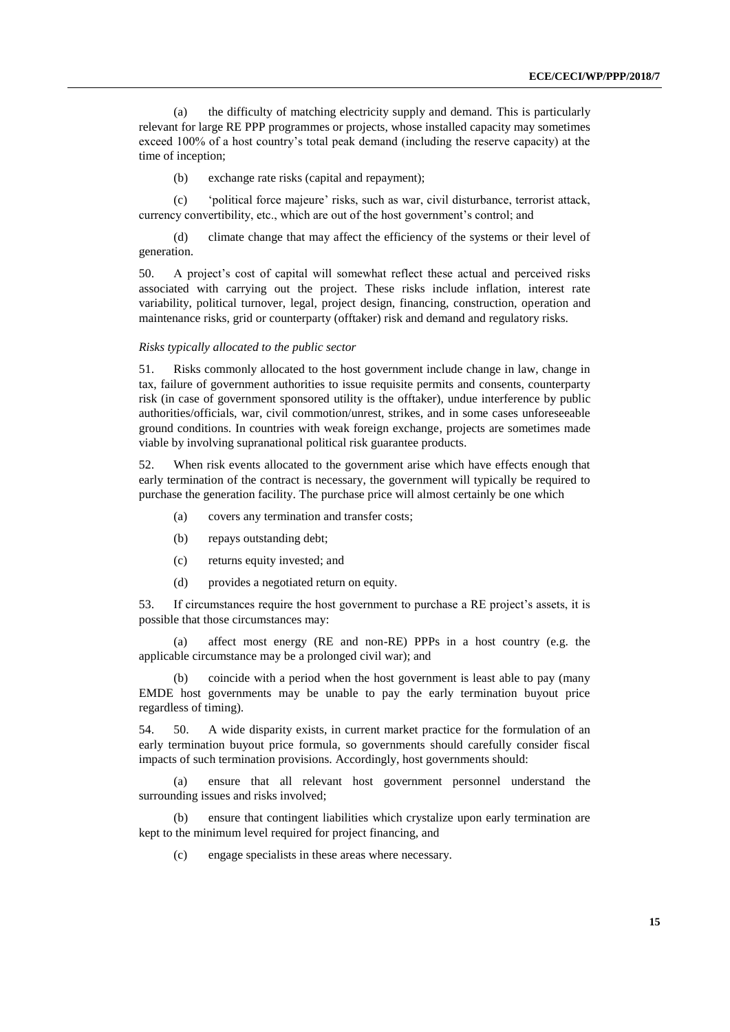(a) the difficulty of matching electricity supply and demand. This is particularly relevant for large RE PPP programmes or projects, whose installed capacity may sometimes exceed 100% of a host country's total peak demand (including the reserve capacity) at the time of inception;

(b) exchange rate risks (capital and repayment);

(c) 'political force majeure' risks, such as war, civil disturbance, terrorist attack, currency convertibility, etc., which are out of the host government's control; and

(d) climate change that may affect the efficiency of the systems or their level of generation.

50. A project's cost of capital will somewhat reflect these actual and perceived risks associated with carrying out the project. These risks include inflation, interest rate variability, political turnover, legal, project design, financing, construction, operation and maintenance risks, grid or counterparty (offtaker) risk and demand and regulatory risks.

*Risks typically allocated to the public sector*

51. Risks commonly allocated to the host government include change in law, change in tax, failure of government authorities to issue requisite permits and consents, counterparty risk (in case of government sponsored utility is the offtaker), undue interference by public authorities/officials, war, civil commotion/unrest, strikes, and in some cases unforeseeable ground conditions. In countries with weak foreign exchange, projects are sometimes made viable by involving supranational political risk guarantee products.

52. When risk events allocated to the government arise which have effects enough that early termination of the contract is necessary, the government will typically be required to purchase the generation facility. The purchase price will almost certainly be one which

(a) covers any termination and transfer costs;

(b) repays outstanding debt;

(c) returns equity invested; and

(d) provides a negotiated return on equity.

53. If circumstances require the host government to purchase a RE project's assets, it is possible that those circumstances may:

(a) affect most energy (RE and non-RE) PPPs in a host country (e.g. the applicable circumstance may be a prolonged civil war); and

(b) coincide with a period when the host government is least able to pay (many EMDE host governments may be unable to pay the early termination buyout price regardless of timing).

54. 50. A wide disparity exists, in current market practice for the formulation of an early termination buyout price formula, so governments should carefully consider fiscal impacts of such termination provisions. Accordingly, host governments should:

(a) ensure that all relevant host government personnel understand the surrounding issues and risks involved;

(b) ensure that contingent liabilities which crystalize upon early termination are kept to the minimum level required for project financing, and

(c) engage specialists in these areas where necessary.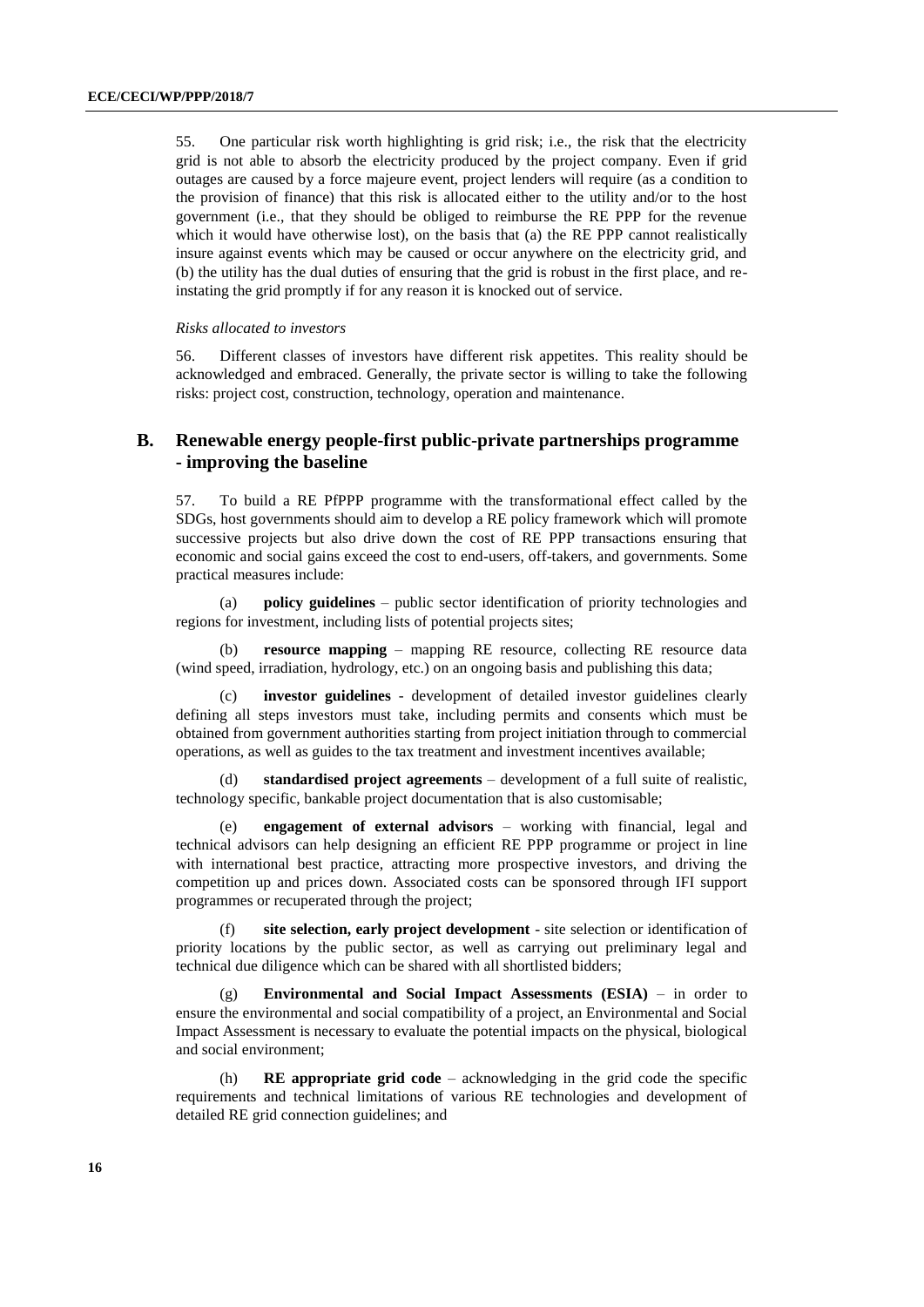55. One particular risk worth highlighting is grid risk; i.e., the risk that the electricity grid is not able to absorb the electricity produced by the project company. Even if grid outages are caused by a force majeure event, project lenders will require (as a condition to the provision of finance) that this risk is allocated either to the utility and/or to the host government (i.e., that they should be obliged to reimburse the RE PPP for the revenue which it would have otherwise lost), on the basis that (a) the RE PPP cannot realistically insure against events which may be caused or occur anywhere on the electricity grid, and (b) the utility has the dual duties of ensuring that the grid is robust in the first place, and re-instating the grid promptly if for any reason it is knocked out of service.

*Risks allocated to investors*

56. Different classes of investors have different risk appetites. This reality should be acknowledged and embraced. Generally, the private sector is willing to take the following risks: project cost, construction, technology, operation and maintenance.

## B. Renewable energy people-first public-private partnerships programme - improving the baseline

57. To build a RE PfPPP programme with the transformational effect called by the SDGs, host governments should aim to develop a RE policy framework which will promote successive projects but also drive down the cost of RE PPP transactions ensuring that economic and social gains exceed the cost to end-users, off-takers, and governments. Some practical measures include:

(a) **policy guidelines** – public sector identification of priority technologies and regions for investment, including lists of potential projects sites;

(b) **resource mapping** – mapping RE resource, collecting RE resource data (wind speed, irradiation, hydrology, etc.) on an ongoing basis and publishing this data;

(c) **investor guidelines** - development of detailed investor guidelines clearly defining all steps investors must take, including permits and consents which must be obtained from government authorities starting from project initiation through to commercial operations, as well as guides to the tax treatment and investment incentives available;

(d) **standardised project agreements** – development of a full suite of realistic, technology specific, bankable project documentation that is also customisable;

(e) **engagement of external advisors** – working with financial, legal and technical advisors can help designing an efficient RE PPP programme or project in line with international best practice, attracting more prospective investors, and driving the competition up and prices down. Associated costs can be sponsored through IFI support programmes or recuperated through the project;

(f) **site selection, early project development** - site selection or identification of priority locations by the public sector, as well as carrying out preliminary legal and technical due diligence which can be shared with all shortlisted bidders;

(g) **Environmental and Social Impact Assessments (ESIA)** – in order to ensure the environmental and social compatibility of a project, an Environmental and Social Impact Assessment is necessary to evaluate the potential impacts on the physical, biological and social environment;

(h) **RE appropriate grid code** – acknowledging in the grid code the specific requirements and technical limitations of various RE technologies and development of detailed RE grid connection guidelines; and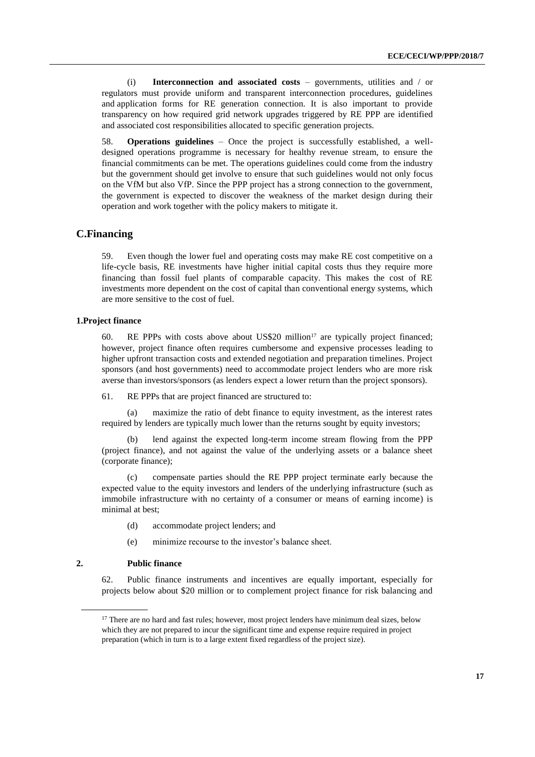(i) **Interconnection and associated costs** – governments, utilities and / or regulators must provide uniform and transparent interconnection procedures, guidelines and application forms for RE generation connection. It is also important to provide transparency on how required grid network upgrades triggered by RE PPP are identified and associated cost responsibilities allocated to specific generation projects.

58. **Operations guidelines** – Once the project is successfully established, a well-designed operations programme is necessary for healthy revenue stream, to ensure the financial commitments can be met. The operations guidelines could come from the industry but the government should get involve to ensure that such guidelines would not only focus on the VfM but also VfP. Since the PPP project has a strong connection to the government, the government is expected to discover the weakness of the market design during their operation and work together with the policy makers to mitigate it.

## C.Financing

59. Even though the lower fuel and operating costs may make RE cost competitive on a life-cycle basis, RE investments have higher initial capital costs thus they require more financing than fossil fuel plants of comparable capacity. This makes the cost of RE investments more dependent on the cost of capital than conventional energy systems, which are more sensitive to the cost of fuel.

### 1.Project finance

60. RE PPPs with costs above about US$20 million[17] are typically project financed; however, project finance often requires cumbersome and expensive processes leading to higher upfront transaction costs and extended negotiation and preparation timelines. Project sponsors (and host governments) need to accommodate project lenders who are more risk averse than investors/sponsors (as lenders expect a lower return than the project sponsors).

61. RE PPPs that are project financed are structured to:

(a) maximize the ratio of debt finance to equity investment, as the interest rates required by lenders are typically much lower than the returns sought by equity investors;

(b) lend against the expected long-term income stream flowing from the PPP (project finance), and not against the value of the underlying assets or a balance sheet (corporate finance);

(c) compensate parties should the RE PPP project terminate early because the expected value to the equity investors and lenders of the underlying infrastructure (such as immobile infrastructure with no certainty of a consumer or means of earning income) is minimal at best;

(d) accommodate project lenders; and

(e) minimize recourse to the investor's balance sheet.

### 2. Public finance

62. Public finance instruments and incentives are equally important, especially for projects below about $20 million or to complement project finance for risk balancing and

[17] There are no hard and fast rules; however, most project lenders have minimum deal sizes, below which they are not prepared to incur the significant time and expense require required in project preparation (which in turn is to a large extent fixed regardless of the project size).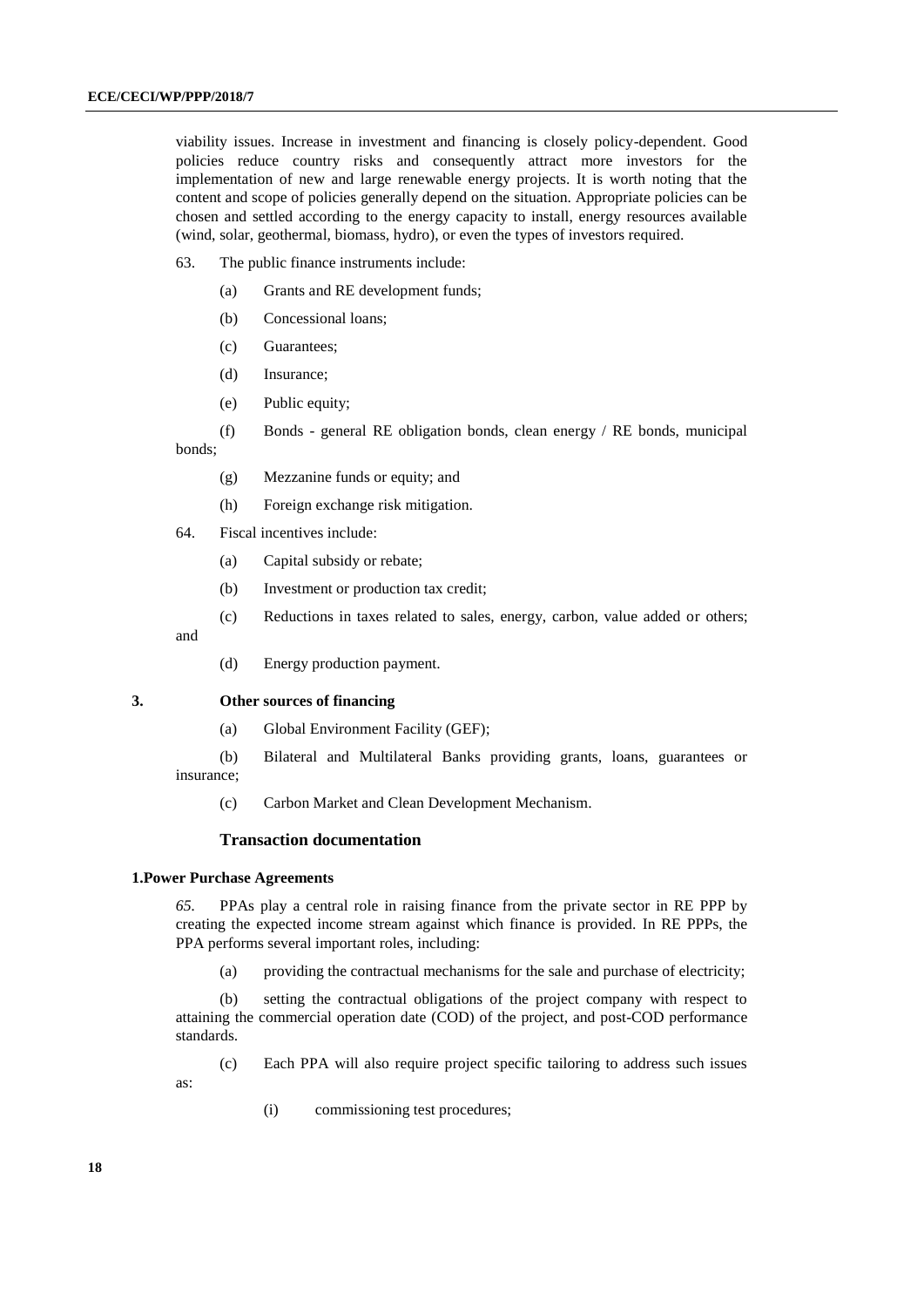viability issues. Increase in investment and financing is closely policy-dependent. Good policies reduce country risks and consequently attract more investors for the implementation of new and large renewable energy projects. It is worth noting that the content and scope of policies generally depend on the situation. Appropriate policies can be chosen and settled according to the energy capacity to install, energy resources available (wind, solar, geothermal, biomass, hydro), or even the types of investors required.

63. The public finance instruments include:

(a) Grants and RE development funds;

(b) Concessional loans;

(c) Guarantees;

(d) Insurance;

(e) Public equity;

(f) Bonds - general RE obligation bonds, clean energy / RE bonds, municipal bonds;

(g) Mezzanine funds or equity; and

(h) Foreign exchange risk mitigation.

64. Fiscal incentives include:

(a) Capital subsidy or rebate;

(b) Investment or production tax credit;

(c) Reductions in taxes related to sales, energy, carbon, value added or others; and

(d) Energy production payment.

### 3. Other sources of financing

(a) Global Environment Facility (GEF);

(b) Bilateral and Multilateral Banks providing grants, loans, guarantees or insurance;

(c) Carbon Market and Clean Development Mechanism.

## Transaction documentation

### 1. Power Purchase Agreements

*65.* PPAs play a central role in raising finance from the private sector in RE PPP by creating the expected income stream against which finance is provided. In RE PPPs, the PPA performs several important roles, including:

(a) providing the contractual mechanisms for the sale and purchase of electricity;

(b) setting the contractual obligations of the project company with respect to attaining the commercial operation date (COD) of the project, and post-COD performance standards.

(c) Each PPA will also require project specific tailoring to address such issues as:

(i) commissioning test procedures;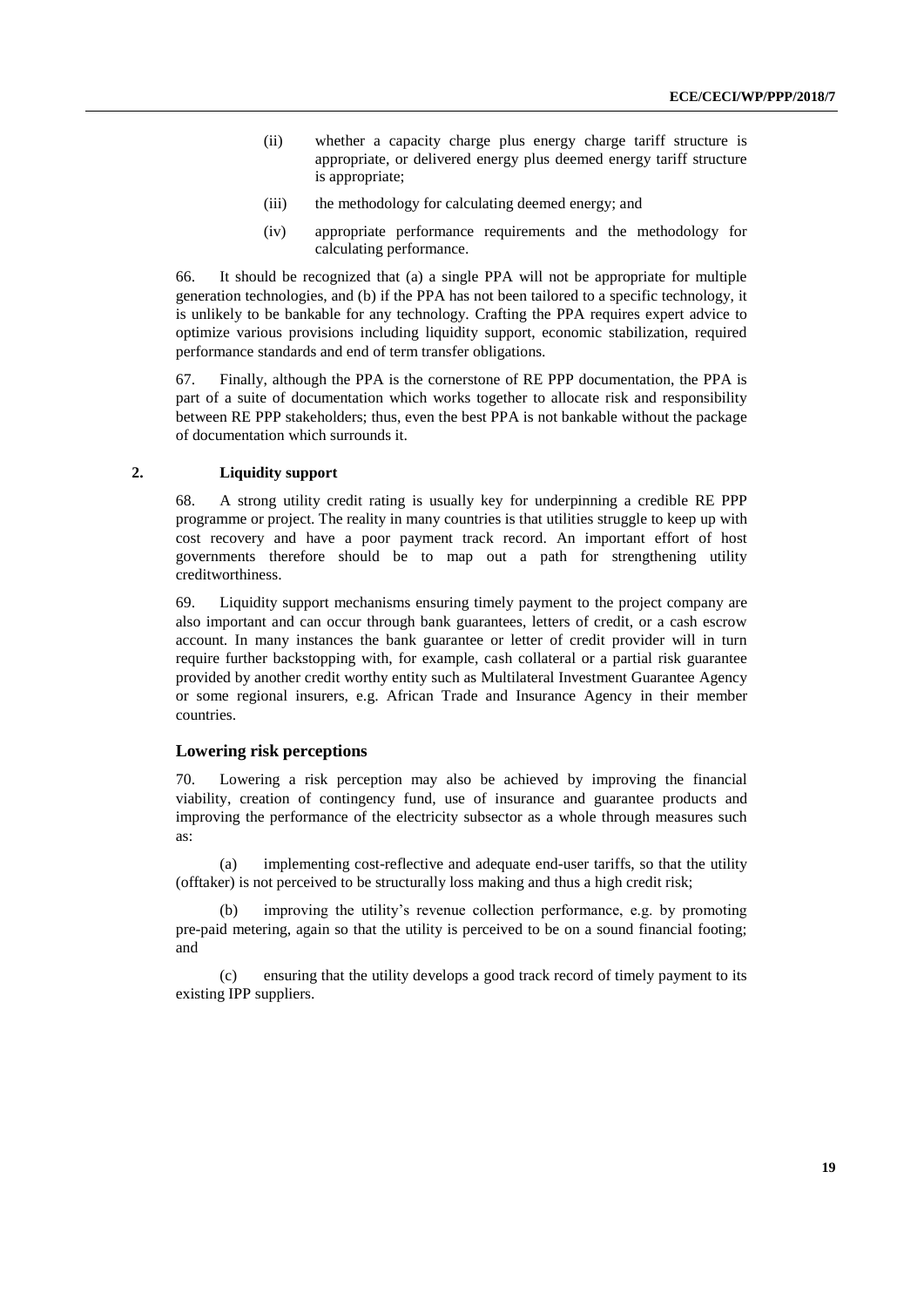(ii) whether a capacity charge plus energy charge tariff structure is appropriate, or delivered energy plus deemed energy tariff structure is appropriate;

(iii) the methodology for calculating deemed energy; and

(iv) appropriate performance requirements and the methodology for calculating performance.

66. It should be recognized that (a) a single PPA will not be appropriate for multiple generation technologies, and (b) if the PPA has not been tailored to a specific technology, it is unlikely to be bankable for any technology. Crafting the PPA requires expert advice to optimize various provisions including liquidity support, economic stabilization, required performance standards and end of term transfer obligations.

67. Finally, although the PPA is the cornerstone of RE PPP documentation, the PPA is part of a suite of documentation which works together to allocate risk and responsibility between RE PPP stakeholders; thus, even the best PPA is not bankable without the package of documentation which surrounds it.

### 2. Liquidity support

68. A strong utility credit rating is usually key for underpinning a credible RE PPP programme or project. The reality in many countries is that utilities struggle to keep up with cost recovery and have a poor payment track record. An important effort of host governments therefore should be to map out a path for strengthening utility creditworthiness.

69. Liquidity support mechanisms ensuring timely payment to the project company are also important and can occur through bank guarantees, letters of credit, or a cash escrow account. In many instances the bank guarantee or letter of credit provider will in turn require further backstopping with, for example, cash collateral or a partial risk guarantee provided by another credit worthy entity such as Multilateral Investment Guarantee Agency or some regional insurers, e.g. African Trade and Insurance Agency in their member countries.

#### Lowering risk perceptions

70. Lowering a risk perception may also be achieved by improving the financial viability, creation of contingency fund, use of insurance and guarantee products and improving the performance of the electricity subsector as a whole through measures such as:

(a) implementing cost-reflective and adequate end-user tariffs, so that the utility (offtaker) is not perceived to be structurally loss making and thus a high credit risk;

(b) improving the utility's revenue collection performance, e.g. by promoting pre-paid metering, again so that the utility is perceived to be on a sound financial footing; and

(c) ensuring that the utility develops a good track record of timely payment to its existing IPP suppliers.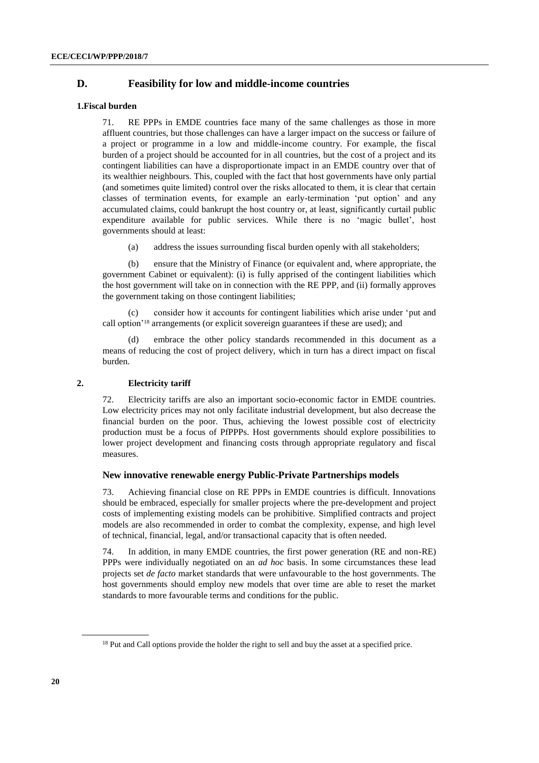## D. Feasibility for low and middle-income countries

### 1.Fiscal burden

71. RE PPPs in EMDE countries face many of the same challenges as those in more affluent countries, but those challenges can have a larger impact on the success or failure of a project or programme in a low and middle-income country. For example, the fiscal burden of a project should be accounted for in all countries, but the cost of a project and its contingent liabilities can have a disproportionate impact in an EMDE country over that of its wealthier neighbours. This, coupled with the fact that host governments have only partial (and sometimes quite limited) control over the risks allocated to them, it is clear that certain classes of termination events, for example an early-termination 'put option' and any accumulated claims, could bankrupt the host country or, at least, significantly curtail public expenditure available for public services. While there is no 'magic bullet', host governments should at least:

(a) address the issues surrounding fiscal burden openly with all stakeholders;

(b) ensure that the Ministry of Finance (or equivalent and, where appropriate, the government Cabinet or equivalent): (i) is fully apprised of the contingent liabilities which the host government will take on in connection with the RE PPP, and (ii) formally approves the government taking on those contingent liabilities;

(c) consider how it accounts for contingent liabilities which arise under 'put and call option'[18] arrangements (or explicit sovereign guarantees if these are used); and

(d) embrace the other policy standards recommended in this document as a means of reducing the cost of project delivery, which in turn has a direct impact on fiscal burden.

### 2. Electricity tariff

72. Electricity tariffs are also an important socio-economic factor in EMDE countries. Low electricity prices may not only facilitate industrial development, but also decrease the financial burden on the poor. Thus, achieving the lowest possible cost of electricity production must be a focus of PfPPPs. Host governments should explore possibilities to lower project development and financing costs through appropriate regulatory and fiscal measures.

### New innovative renewable energy Public-Private Partnerships models

73. Achieving financial close on RE PPPs in EMDE countries is difficult. Innovations should be embraced, especially for smaller projects where the pre-development and project costs of implementing existing models can be prohibitive. Simplified contracts and project models are also recommended in order to combat the complexity, expense, and high level of technical, financial, legal, and/or transactional capacity that is often needed.

74. In addition, in many EMDE countries, the first power generation (RE and non-RE) PPPs were individually negotiated on an *ad hoc* basis. In some circumstances these lead projects set *de facto* market standards that were unfavourable to the host governments. The host governments should employ new models that over time are able to reset the market standards to more favourable terms and conditions for the public.

---

[18] Put and Call options provide the holder the right to sell and buy the asset at a specified price.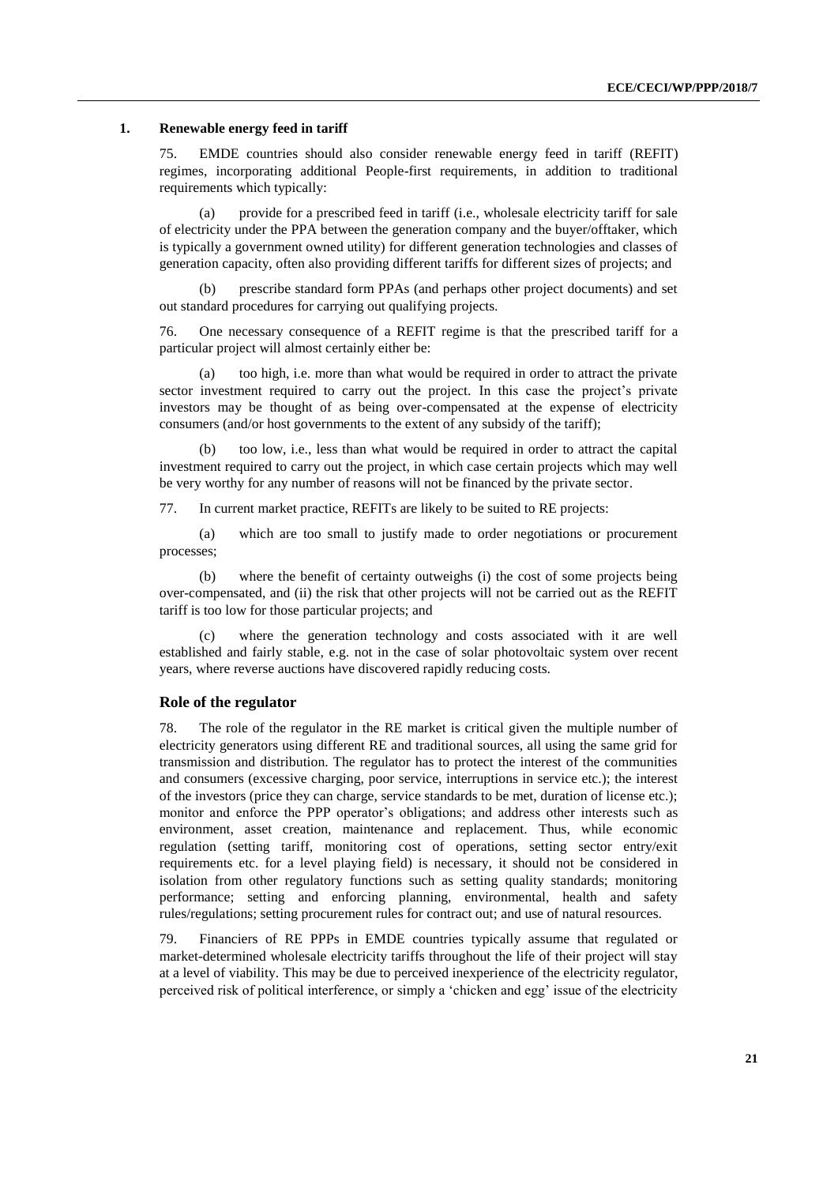### 1. Renewable energy feed in tariff

75. EMDE countries should also consider renewable energy feed in tariff (REFIT) regimes, incorporating additional People-first requirements, in addition to traditional requirements which typically:

(a) provide for a prescribed feed in tariff (i.e., wholesale electricity tariff for sale of electricity under the PPA between the generation company and the buyer/offtaker, which is typically a government owned utility) for different generation technologies and classes of generation capacity, often also providing different tariffs for different sizes of projects; and

(b) prescribe standard form PPAs (and perhaps other project documents) and set out standard procedures for carrying out qualifying projects.

76. One necessary consequence of a REFIT regime is that the prescribed tariff for a particular project will almost certainly either be:

(a) too high, i.e. more than what would be required in order to attract the private sector investment required to carry out the project. In this case the project's private investors may be thought of as being over-compensated at the expense of electricity consumers (and/or host governments to the extent of any subsidy of the tariff);

(b) too low, i.e., less than what would be required in order to attract the capital investment required to carry out the project, in which case certain projects which may well be very worthy for any number of reasons will not be financed by the private sector.

77. In current market practice, REFITs are likely to be suited to RE projects:

(a) which are too small to justify made to order negotiations or procurement processes;

(b) where the benefit of certainty outweighs (i) the cost of some projects being over-compensated, and (ii) the risk that other projects will not be carried out as the REFIT tariff is too low for those particular projects; and

(c) where the generation technology and costs associated with it are well established and fairly stable, e.g. not in the case of solar photovoltaic system over recent years, where reverse auctions have discovered rapidly reducing costs.

### Role of the regulator

78. The role of the regulator in the RE market is critical given the multiple number of electricity generators using different RE and traditional sources, all using the same grid for transmission and distribution. The regulator has to protect the interest of the communities and consumers (excessive charging, poor service, interruptions in service etc.); the interest of the investors (price they can charge, service standards to be met, duration of license etc.); monitor and enforce the PPP operator's obligations; and address other interests such as environment, asset creation, maintenance and replacement. Thus, while economic regulation (setting tariff, monitoring cost of operations, setting sector entry/exit requirements etc. for a level playing field) is necessary, it should not be considered in isolation from other regulatory functions such as setting quality standards; monitoring performance; setting and enforcing planning, environmental, health and safety rules/regulations; setting procurement rules for contract out; and use of natural resources.

79. Financiers of RE PPPs in EMDE countries typically assume that regulated or market-determined wholesale electricity tariffs throughout the life of their project will stay at a level of viability. This may be due to perceived inexperience of the electricity regulator, perceived risk of political interference, or simply a 'chicken and egg' issue of the electricity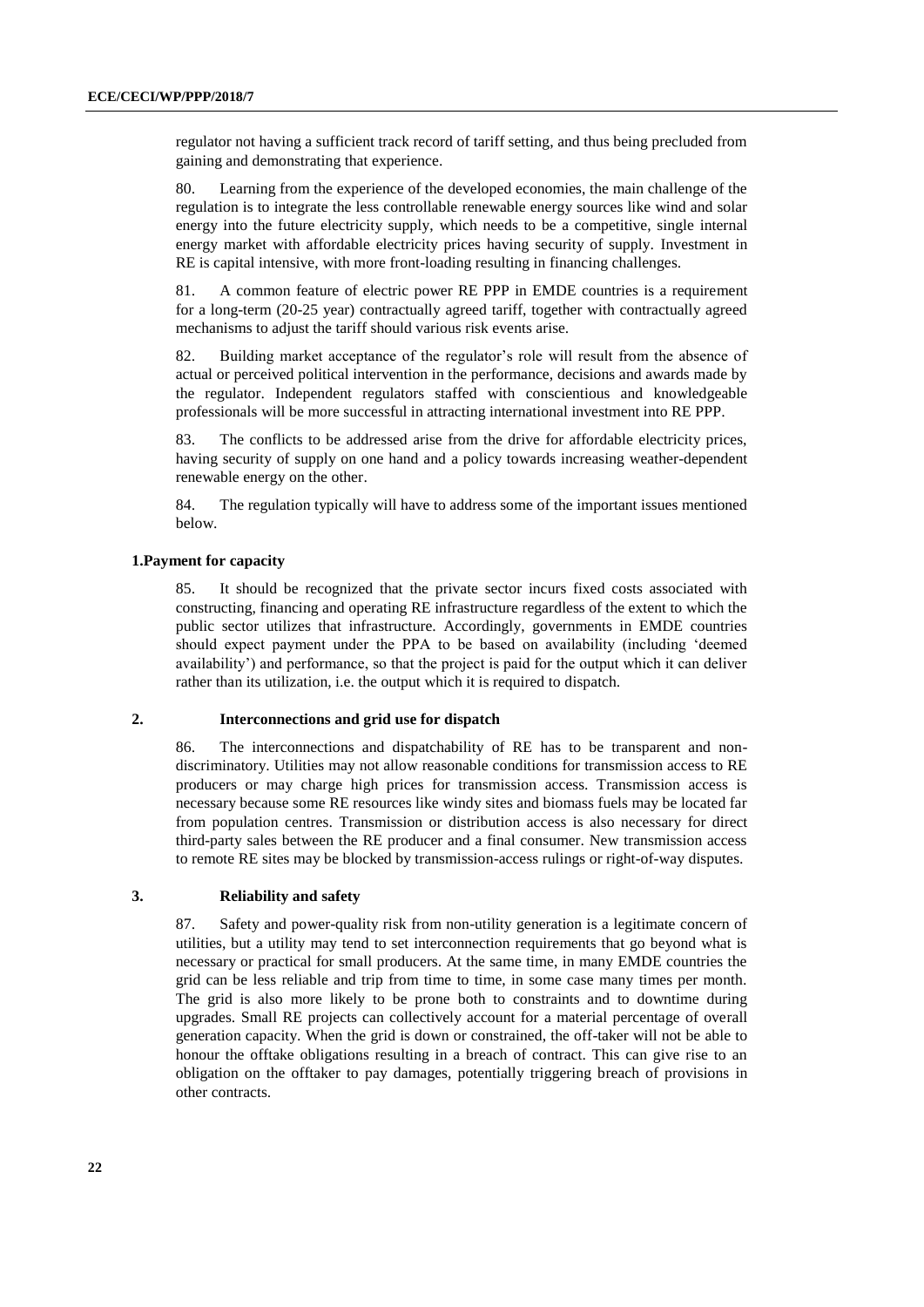regulator not having a sufficient track record of tariff setting, and thus being precluded from gaining and demonstrating that experience.

80. Learning from the experience of the developed economies, the main challenge of the regulation is to integrate the less controllable renewable energy sources like wind and solar energy into the future electricity supply, which needs to be a competitive, single internal energy market with affordable electricity prices having security of supply. Investment in RE is capital intensive, with more front-loading resulting in financing challenges.

81. A common feature of electric power RE PPP in EMDE countries is a requirement for a long-term (20-25 year) contractually agreed tariff, together with contractually agreed mechanisms to adjust the tariff should various risk events arise.

82. Building market acceptance of the regulator's role will result from the absence of actual or perceived political intervention in the performance, decisions and awards made by the regulator. Independent regulators staffed with conscientious and knowledgeable professionals will be more successful in attracting international investment into RE PPP.

83. The conflicts to be addressed arise from the drive for affordable electricity prices, having security of supply on one hand and a policy towards increasing weather-dependent renewable energy on the other.

84. The regulation typically will have to address some of the important issues mentioned below.

### 1. Payment for capacity

85. It should be recognized that the private sector incurs fixed costs associated with constructing, financing and operating RE infrastructure regardless of the extent to which the public sector utilizes that infrastructure. Accordingly, governments in EMDE countries should expect payment under the PPA to be based on availability (including 'deemed availability') and performance, so that the project is paid for the output which it can deliver rather than its utilization, i.e. the output which it is required to dispatch.

### 2. Interconnections and grid use for dispatch

86. The interconnections and dispatchability of RE has to be transparent and non-discriminatory. Utilities may not allow reasonable conditions for transmission access to RE producers or may charge high prices for transmission access. Transmission access is necessary because some RE resources like windy sites and biomass fuels may be located far from population centres. Transmission or distribution access is also necessary for direct third-party sales between the RE producer and a final consumer. New transmission access to remote RE sites may be blocked by transmission-access rulings or right-of-way disputes.

### 3. Reliability and safety

87. Safety and power-quality risk from non-utility generation is a legitimate concern of utilities, but a utility may tend to set interconnection requirements that go beyond what is necessary or practical for small producers. At the same time, in many EMDE countries the grid can be less reliable and trip from time to time, in some case many times per month. The grid is also more likely to be prone both to constraints and to downtime during upgrades. Small RE projects can collectively account for a material percentage of overall generation capacity. When the grid is down or constrained, the off-taker will not be able to honour the offtake obligations resulting in a breach of contract. This can give rise to an obligation on the offtaker to pay damages, potentially triggering breach of provisions in other contracts.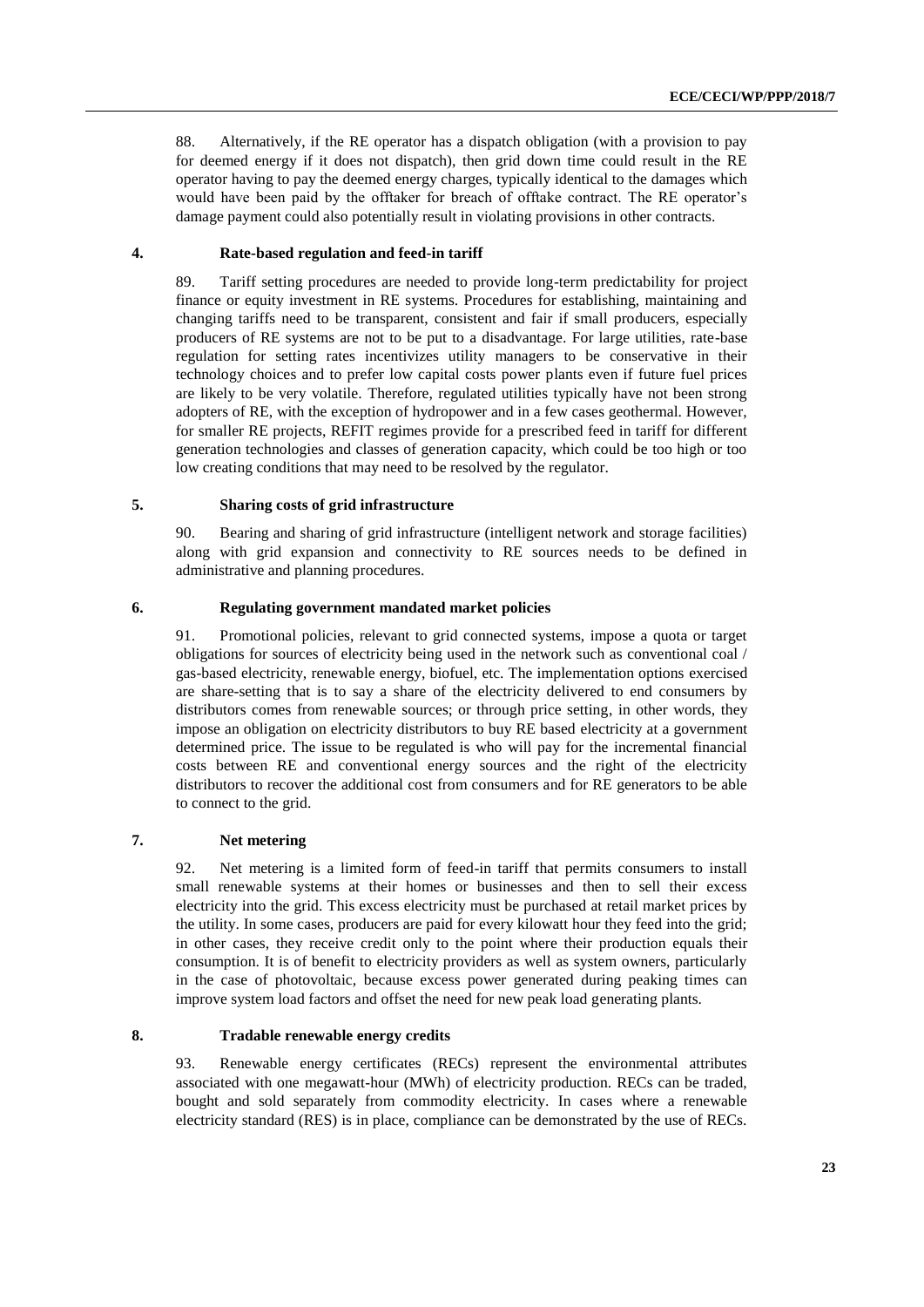88. Alternatively, if the RE operator has a dispatch obligation (with a provision to pay for deemed energy if it does not dispatch), then grid down time could result in the RE operator having to pay the deemed energy charges, typically identical to the damages which would have been paid by the offtaker for breach of offtake contract. The RE operator's damage payment could also potentially result in violating provisions in other contracts.

### 4. Rate-based regulation and feed-in tariff

89. Tariff setting procedures are needed to provide long-term predictability for project finance or equity investment in RE systems. Procedures for establishing, maintaining and changing tariffs need to be transparent, consistent and fair if small producers, especially producers of RE systems are not to be put to a disadvantage. For large utilities, rate-base regulation for setting rates incentivizes utility managers to be conservative in their technology choices and to prefer low capital costs power plants even if future fuel prices are likely to be very volatile. Therefore, regulated utilities typically have not been strong adopters of RE, with the exception of hydropower and in a few cases geothermal. However, for smaller RE projects, REFIT regimes provide for a prescribed feed in tariff for different generation technologies and classes of generation capacity, which could be too high or too low creating conditions that may need to be resolved by the regulator.

### 5. Sharing costs of grid infrastructure

90. Bearing and sharing of grid infrastructure (intelligent network and storage facilities) along with grid expansion and connectivity to RE sources needs to be defined in administrative and planning procedures.

### 6. Regulating government mandated market policies

91. Promotional policies, relevant to grid connected systems, impose a quota or target obligations for sources of electricity being used in the network such as conventional coal / gas-based electricity, renewable energy, biofuel, etc. The implementation options exercised are share-setting that is to say a share of the electricity delivered to end consumers by distributors comes from renewable sources; or through price setting, in other words, they impose an obligation on electricity distributors to buy RE based electricity at a government determined price. The issue to be regulated is who will pay for the incremental financial costs between RE and conventional energy sources and the right of the electricity distributors to recover the additional cost from consumers and for RE generators to be able to connect to the grid.

### 7. Net metering

92. Net metering is a limited form of feed-in tariff that permits consumers to install small renewable systems at their homes or businesses and then to sell their excess electricity into the grid. This excess electricity must be purchased at retail market prices by the utility. In some cases, producers are paid for every kilowatt hour they feed into the grid; in other cases, they receive credit only to the point where their production equals their consumption. It is of benefit to electricity providers as well as system owners, particularly in the case of photovoltaic, because excess power generated during peaking times can improve system load factors and offset the need for new peak load generating plants.

### 8. Tradable renewable energy credits

93. Renewable energy certificates (RECs) represent the environmental attributes associated with one megawatt-hour (MWh) of electricity production. RECs can be traded, bought and sold separately from commodity electricity. In cases where a renewable electricity standard (RES) is in place, compliance can be demonstrated by the use of RECs.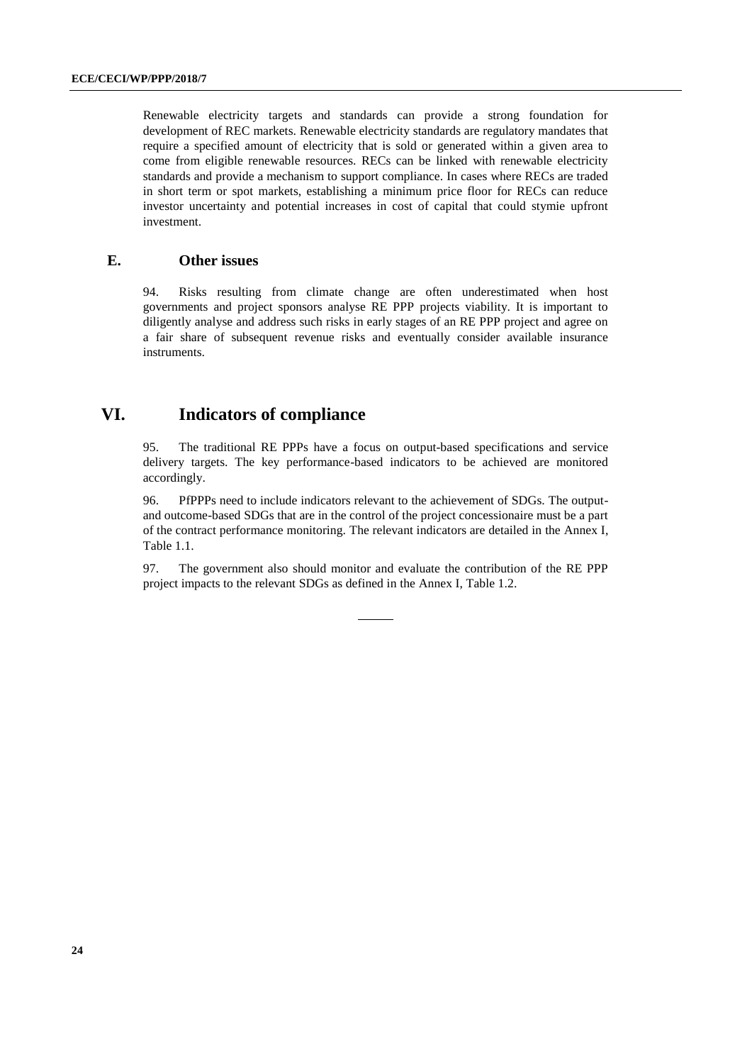Renewable electricity targets and standards can provide a strong foundation for development of REC markets. Renewable electricity standards are regulatory mandates that require a specified amount of electricity that is sold or generated within a given area to come from eligible renewable resources. RECs can be linked with renewable electricity standards and provide a mechanism to support compliance. In cases where RECs are traded in short term or spot markets, establishing a minimum price floor for RECs can reduce investor uncertainty and potential increases in cost of capital that could stymie upfront investment.

### E. Other issues

94. Risks resulting from climate change are often underestimated when host governments and project sponsors analyse RE PPP projects viability. It is important to diligently analyse and address such risks in early stages of an RE PPP project and agree on a fair share of subsequent revenue risks and eventually consider available insurance instruments.

## VI. Indicators of compliance

95. The traditional RE PPPs have a focus on output-based specifications and service delivery targets. The key performance-based indicators to be achieved are monitored accordingly.

96. PfPPPs need to include indicators relevant to the achievement of SDGs. The output- and outcome-based SDGs that are in the control of the project concessionaire must be a part of the contract performance monitoring. The relevant indicators are detailed in the Annex I, Table 1.1.

97. The government also should monitor and evaluate the contribution of the RE PPP project impacts to the relevant SDGs as defined in the Annex I, Table 1.2.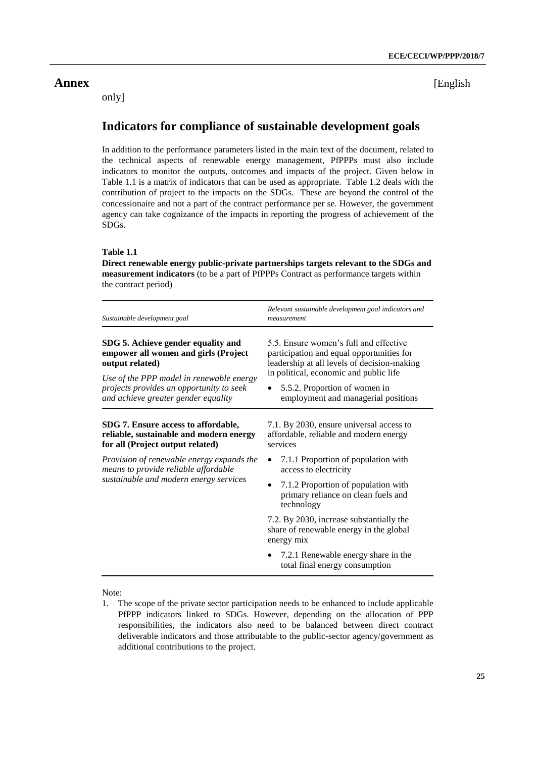# Annex

[English only]

## Indicators for compliance of sustainable development goals

In addition to the performance parameters listed in the main text of the document, related to the technical aspects of renewable energy management, PfPPPs must also include indicators to monitor the outputs, outcomes and impacts of the project. Given below in Table 1.1 is a matrix of indicators that can be used as appropriate. Table 1.2 deals with the contribution of project to the impacts on the SDGs. These are beyond the control of the concessionaire and not a part of the contract performance per se. However, the government agency can take cognizance of the impacts in reporting the progress of achievement of the SDGs.

**Table 1.1**

**Direct renewable energy public-private partnerships targets relevant to the SDGs and measurement indicators** (to be a part of PfPPPs Contract as performance targets within the contract period)

| *Sustainable development goal* | *Relevant sustainable development goal indicators and measurement* |
|---|---|
| **SDG 5. Achieve gender equality and empower all women and girls (Project output related)**<br><br>*Use of the PPP model in renewable energy projects provides an opportunity to seek and achieve greater gender equality* | 5.5. Ensure women's full and effective participation and equal opportunities for leadership at all levels of decision-making in political, economic and public life<br><br>• 5.5.2. Proportion of women in employment and managerial positions |
| **SDG 7. Ensure access to affordable, reliable, sustainable and modern energy for all (Project output related)**<br><br>*Provision of renewable energy expands the means to provide reliable affordable sustainable and modern energy services* | 7.1. By 2030, ensure universal access to affordable, reliable and modern energy services<br><br>• 7.1.1 Proportion of population with access to electricity<br><br>• 7.1.2 Proportion of population with primary reliance on clean fuels and technology<br><br>7.2. By 2030, increase substantially the share of renewable energy in the global energy mix<br><br>• 7.2.1 Renewable energy share in the total final energy consumption |

Note:

1. The scope of the private sector participation needs to be enhanced to include applicable PfPPP indicators linked to SDGs. However, depending on the allocation of PPP responsibilities, the indicators also need to be balanced between direct contract deliverable indicators and those attributable to the public-sector agency/government as additional contributions to the project.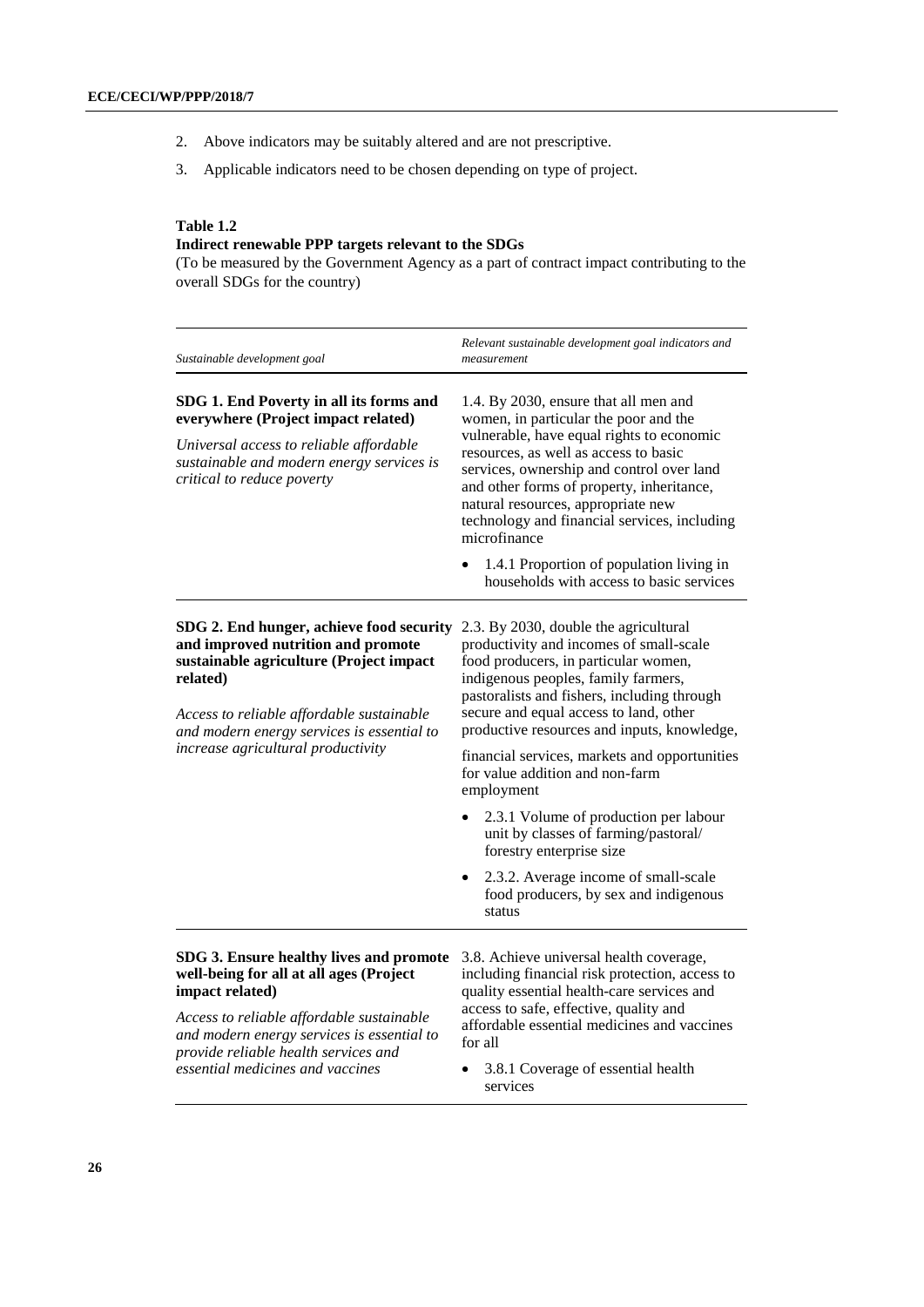2. Above indicators may be suitably altered and are not prescriptive.

3. Applicable indicators need to be chosen depending on type of project.

**Table 1.2**
**Indirect renewable PPP targets relevant to the SDGs**
(To be measured by the Government Agency as a part of contract impact contributing to the overall SDGs for the country)

| *Sustainable development goal* | *Relevant sustainable development goal indicators and measurement* |
|---|---|
| **SDG 1. End Poverty in all its forms and everywhere (Project impact related)**<br><br>*Universal access to reliable affordable sustainable and modern energy services is critical to reduce poverty* | 1.4. By 2030, ensure that all men and women, in particular the poor and the vulnerable, have equal rights to economic resources, as well as access to basic services, ownership and control over land and other forms of property, inheritance, natural resources, appropriate new technology and financial services, including microfinance<br><br>• 1.4.1 Proportion of population living in households with access to basic services |
| **SDG 2. End hunger, achieve food security and improved nutrition and promote sustainable agriculture (Project impact related)**<br><br>*Access to reliable affordable sustainable and modern energy services is essential to increase agricultural productivity* | 2.3. By 2030, double the agricultural productivity and incomes of small-scale food producers, in particular women, indigenous peoples, family farmers, pastoralists and fishers, including through secure and equal access to land, other productive resources and inputs, knowledge, financial services, markets and opportunities for value addition and non-farm employment<br><br>• 2.3.1 Volume of production per labour unit by classes of farming/pastoral/ forestry enterprise size<br><br>• 2.3.2. Average income of small-scale food producers, by sex and indigenous status |
| **SDG 3. Ensure healthy lives and promote well-being for all at all ages (Project impact related)**<br><br>*Access to reliable affordable sustainable and modern energy services is essential to provide reliable health services and essential medicines and vaccines* | 3.8. Achieve universal health coverage, including financial risk protection, access to quality essential health-care services and access to safe, effective, quality and affordable essential medicines and vaccines for all<br><br>• 3.8.1 Coverage of essential health services |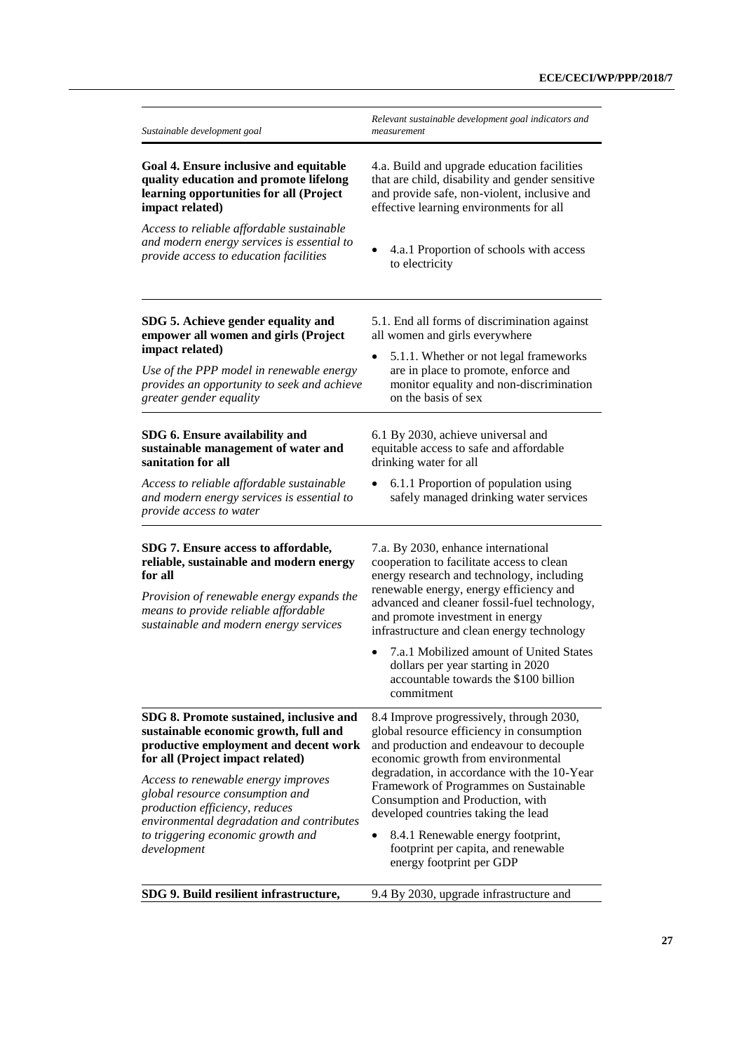| *Sustainable development goal* | *Relevant sustainable development goal indicators and measurement* |
|---|---|
| **Goal 4. Ensure inclusive and equitable quality education and promote lifelong learning opportunities for all (Project impact related)**<br><br>*Access to reliable affordable sustainable and modern energy services is essential to provide access to education facilities* | 4.a. Build and upgrade education facilities that are child, disability and gender sensitive and provide safe, non-violent, inclusive and effective learning environments for all<br><br>• 4.a.1 Proportion of schools with access to electricity |
| **SDG 5. Achieve gender equality and empower all women and girls (Project impact related)**<br><br>*Use of the PPP model in renewable energy provides an opportunity to seek and achieve greater gender equality* | 5.1. End all forms of discrimination against all women and girls everywhere<br><br>• 5.1.1. Whether or not legal frameworks are in place to promote, enforce and monitor equality and non-discrimination on the basis of sex |
| **SDG 6. Ensure availability and sustainable management of water and sanitation for all**<br><br>*Access to reliable affordable sustainable and modern energy services is essential to provide access to water* | 6.1 By 2030, achieve universal and equitable access to safe and affordable drinking water for all<br><br>• 6.1.1 Proportion of population using safely managed drinking water services |
| **SDG 7. Ensure access to affordable, reliable, sustainable and modern energy for all**<br><br>*Provision of renewable energy expands the means to provide reliable affordable sustainable and modern energy services* | 7.a. By 2030, enhance international cooperation to facilitate access to clean energy research and technology, including renewable energy, energy efficiency and advanced and cleaner fossil-fuel technology, and promote investment in energy infrastructure and clean energy technology<br><br>• 7.a.1 Mobilized amount of United States dollars per year starting in 2020 accountable towards the $100 billion commitment |
| **SDG 8. Promote sustained, inclusive and sustainable economic growth, full and productive employment and decent work for all (Project impact related)**<br><br>*Access to renewable energy improves global resource consumption and production efficiency, reduces environmental degradation and contributes to triggering economic growth and development* | 8.4 Improve progressively, through 2030, global resource efficiency in consumption and production and endeavour to decouple economic growth from environmental degradation, in accordance with the 10-Year Framework of Programmes on Sustainable Consumption and Production, with developed countries taking the lead<br><br>• 8.4.1 Renewable energy footprint, footprint per capita, and renewable energy footprint per GDP |
| **SDG 9. Build resilient infrastructure,** | 9.4 By 2030, upgrade infrastructure and |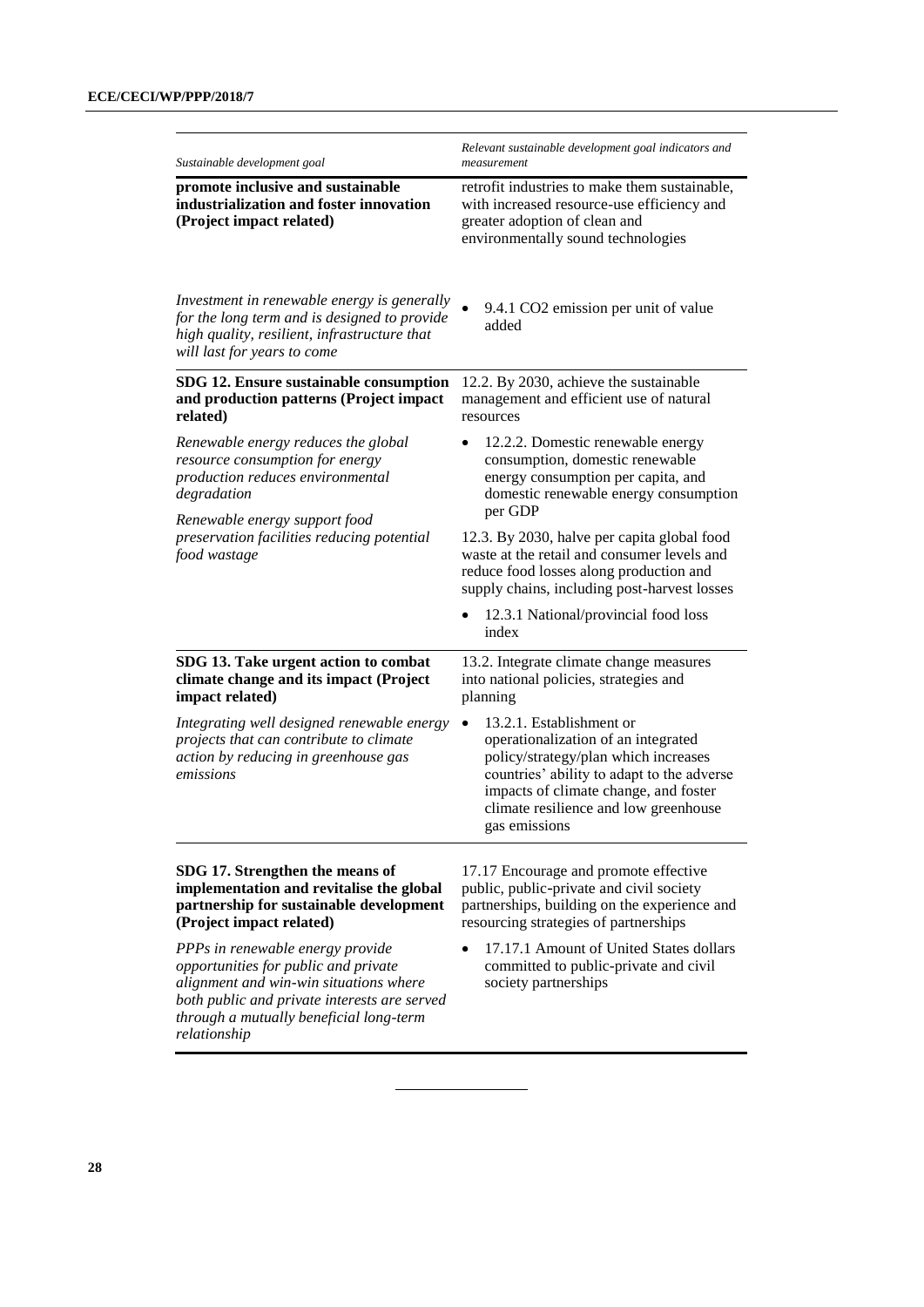| *Sustainable development goal* | *Relevant sustainable development goal indicators and measurement* |
| --- | --- |
| **promote inclusive and sustainable industrialization and foster innovation (Project impact related)** | retrofit industries to make them sustainable, with increased resource-use efficiency and greater adoption of clean and environmentally sound technologies |
| *Investment in renewable energy is generally for the long term and is designed to provide high quality, resilient, infrastructure that will last for years to come* | • 9.4.1 $CO_2$ emission per unit of value added |
| **SDG 12. Ensure sustainable consumption and production patterns (Project impact related)** | 12.2. By 2030, achieve the sustainable management and efficient use of natural resources |
| *Renewable energy reduces the global resource consumption for energy production reduces environmental degradation* | • 12.2.2. Domestic renewable energy consumption, domestic renewable energy consumption per capita, and domestic renewable energy consumption per GDP |
| *Renewable energy support food preservation facilities reducing potential food wastage* | 12.3. By 2030, halve per capita global food waste at the retail and consumer levels and reduce food losses along production and supply chains, including post-harvest losses |
| | • 12.3.1 National/provincial food loss index |
| **SDG 13. Take urgent action to combat climate change and its impact (Project impact related)** | 13.2. Integrate climate change measures into national policies, strategies and planning |
| *Integrating well designed renewable energy projects that can contribute to climate action by reducing in greenhouse gas emissions* | • 13.2.1. Establishment or operationalization of an integrated policy/strategy/plan which increases countries' ability to adapt to the adverse impacts of climate change, and foster climate resilience and low greenhouse gas emissions |
| **SDG 17. Strengthen the means of implementation and revitalise the global partnership for sustainable development (Project impact related)** | 17.17 Encourage and promote effective public, public-private and civil society partnerships, building on the experience and resourcing strategies of partnerships |
| *PPPs in renewable energy provide opportunities for public and private alignment and win-win situations where both public and private interests are served through a mutually beneficial long-term relationship* | • 17.17.1 Amount of United States dollars committed to public-private and civil society partnerships |